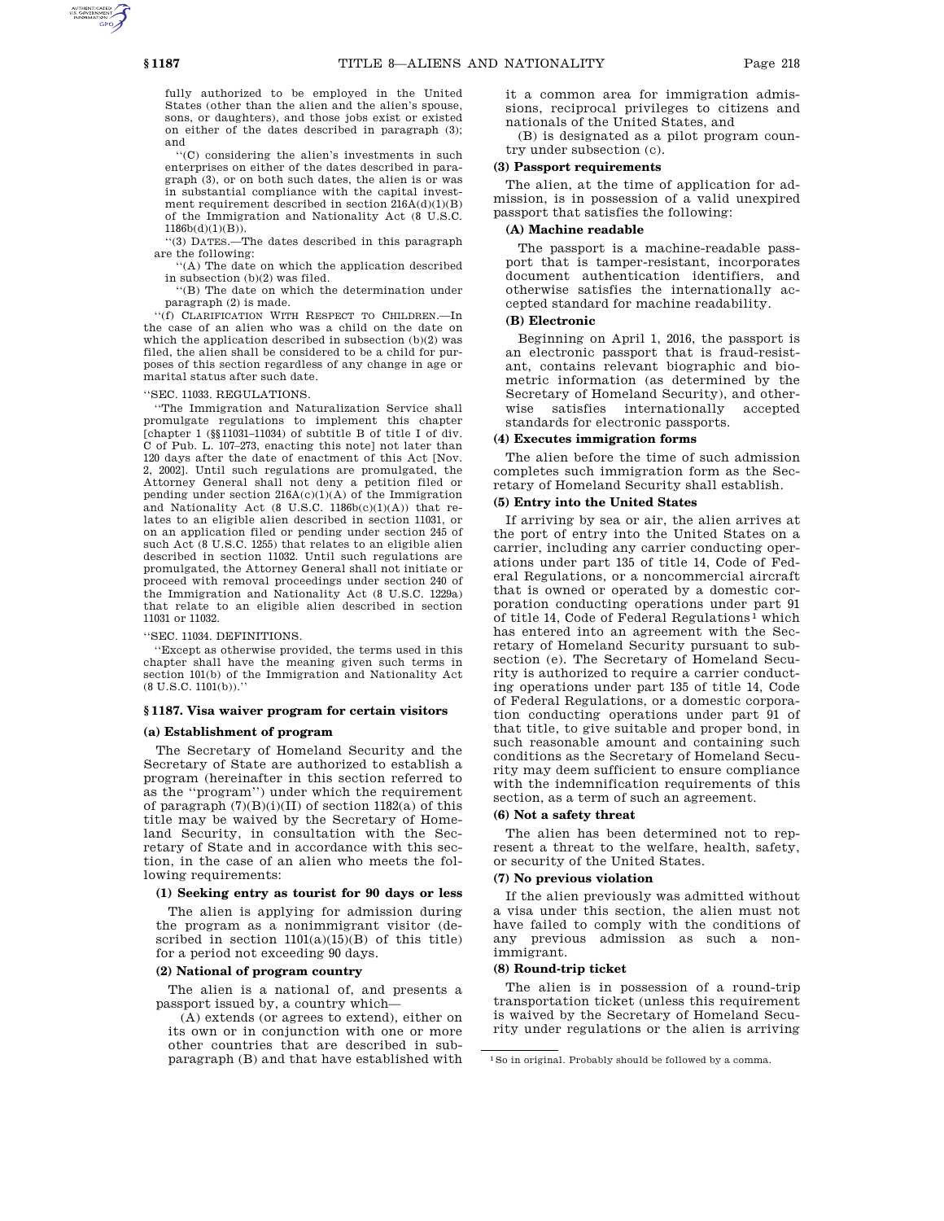fully authorized to be employed in the United States (other than the alien and the alien's spouse, sons, or daughters), and those jobs exist or existed on either of the dates described in paragraph (3); and

''(C) considering the alien's investments in such enterprises on either of the dates described in paragraph (3), or on both such dates, the alien is or was in substantial compliance with the capital investment requirement described in section 216A(d)(1)(B) of the Immigration and Nationality Act (8 U.S.C. 1186b(d)(1)(B)).

''(3) DATES.—The dates described in this paragraph are the following:

''(A) The date on which the application described in subsection (b)(2) was filed.

''(B) The date on which the determination under paragraph (2) is made.

''(f) CLARIFICATION WITH RESPECT TO CHILDREN.—In the case of an alien who was a child on the date on which the application described in subsection (b)(2) was filed, the alien shall be considered to be a child for purposes of this section regardless of any change in age or marital status after such date.

''SEC. 11033. REGULATIONS.

''The Immigration and Naturalization Service shall promulgate regulations to implement this chapter [chapter 1 (§§11031–11034) of subtitle B of title I of div. C of Pub. L. 107–273, enacting this note] not later than 120 days after the date of enactment of this Act [Nov. 2, 2002]. Until such regulations are promulgated, the Attorney General shall not deny a petition filed or pending under section 216A(c)(1)(A) of the Immigration and Nationality Act (8 U.S.C. 1186b(c)(1)(A)) that relates to an eligible alien described in section 11031, or on an application filed or pending under section 245 of such Act (8 U.S.C. 1255) that relates to an eligible alien described in section 11032. Until such regulations are promulgated, the Attorney General shall not initiate or proceed with removal proceedings under section 240 of the Immigration and Nationality Act (8 U.S.C. 1229a) that relate to an eligible alien described in section 11031 or 11032.

''SEC. 11034. DEFINITIONS.

''Except as otherwise provided, the terms used in this chapter shall have the meaning given such terms in section 101(b) of the Immigration and Nationality Act (8 U.S.C. 1101(b)).''

## § 1187. Visa waiver program for certain visitors

### (a) Establishment of program

The Secretary of Homeland Security and the Secretary of State are authorized to establish a program (hereinafter in this section referred to as the ''program'') under which the requirement of paragraph (7)(B)(i)(II) of section 1182(a) of this title may be waived by the Secretary of Homeland Security, in consultation with the Secretary of State and in accordance with this section, in the case of an alien who meets the following requirements:

#### (1) Seeking entry as tourist for 90 days or less

The alien is applying for admission during the program as a nonimmigrant visitor (described in section 1101(a)(15)(B) of this title) for a period not exceeding 90 days.

#### (2) National of program country

The alien is a national of, and presents a passport issued by, a country which—

(A) extends (or agrees to extend), either on its own or in conjunction with one or more other countries that are described in subparagraph (B) and that have established with it a common area for immigration admissions, reciprocal privileges to citizens and nationals of the United States, and

(B) is designated as a pilot program country under subsection (c).

#### (3) Passport requirements

The alien, at the time of application for admission, is in possession of a valid unexpired passport that satisfies the following:

##### (A) Machine readable

The passport is a machine-readable passport that is tamper-resistant, incorporates document authentication identifiers, and otherwise satisfies the internationally accepted standard for machine readability.

##### (B) Electronic

Beginning on April 1, 2016, the passport is an electronic passport that is fraud-resistant, contains relevant biographic and biometric information (as determined by the Secretary of Homeland Security), and otherwise satisfies internationally accepted standards for electronic passports.

#### (4) Executes immigration forms

The alien before the time of such admission completes such immigration form as the Secretary of Homeland Security shall establish.

#### (5) Entry into the United States

If arriving by sea or air, the alien arrives at the port of entry into the United States on a carrier, including any carrier conducting operations under part 135 of title 14, Code of Federal Regulations, or a noncommercial aircraft that is owned or operated by a domestic corporation conducting operations under part 91 of title 14, Code of Federal Regulations[1] which has entered into an agreement with the Secretary of Homeland Security pursuant to subsection (e). The Secretary of Homeland Security is authorized to require a carrier conducting operations under part 135 of title 14, Code of Federal Regulations, or a domestic corporation conducting operations under part 91 of that title, to give suitable and proper bond, in such reasonable amount and containing such conditions as the Secretary of Homeland Security may deem sufficient to ensure compliance with the indemnification requirements of this section, as a term of such an agreement.

#### (6) Not a safety threat

The alien has been determined not to represent a threat to the welfare, health, safety, or security of the United States.

#### (7) No previous violation

If the alien previously was admitted without a visa under this section, the alien must not have failed to comply with the conditions of any previous admission as such a nonimmigrant.

#### (8) Round-trip ticket

The alien is in possession of a round-trip transportation ticket (unless this requirement is waived by the Secretary of Homeland Security under regulations or the alien is arriving

[1] So in original. Probably should be followed by a comma.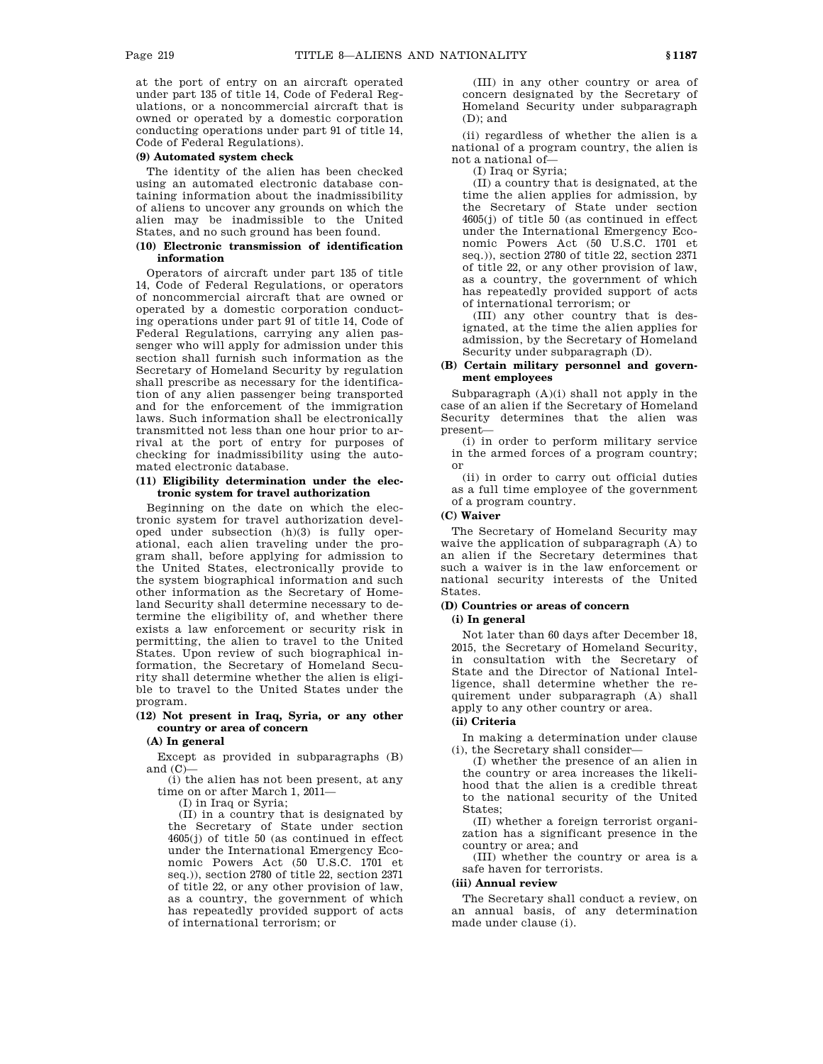at the port of entry on an aircraft operated under part 135 of title 14, Code of Federal Regulations, or a noncommercial aircraft that is owned or operated by a domestic corporation conducting operations under part 91 of title 14, Code of Federal Regulations).

**(9) Automated system check**

The identity of the alien has been checked using an automated electronic database containing information about the inadmissibility of aliens to uncover any grounds on which the alien may be inadmissible to the United States, and no such ground has been found.

**(10) Electronic transmission of identification information**

Operators of aircraft under part 135 of title 14, Code of Federal Regulations, or operators of noncommercial aircraft that are owned or operated by a domestic corporation conducting operations under part 91 of title 14, Code of Federal Regulations, carrying any alien passenger who will apply for admission under this section shall furnish such information as the Secretary of Homeland Security by regulation shall prescribe as necessary for the identification of any alien passenger being transported and for the enforcement of the immigration laws. Such information shall be electronically transmitted not less than one hour prior to arrival at the port of entry for purposes of checking for inadmissibility using the automated electronic database.

**(11) Eligibility determination under the electronic system for travel authorization**

Beginning on the date on which the electronic system for travel authorization developed under subsection (h)(3) is fully operational, each alien traveling under the program shall, before applying for admission to the United States, electronically provide to the system biographical information and such other information as the Secretary of Homeland Security shall determine necessary to determine the eligibility of, and whether there exists a law enforcement or security risk in permitting, the alien to travel to the United States. Upon review of such biographical information, the Secretary of Homeland Security shall determine whether the alien is eligible to travel to the United States under the program.

**(12) Not present in Iraq, Syria, or any other country or area of concern**

**(A) In general**

Except as provided in subparagraphs (B) and (C)—

(i) the alien has not been present, at any time on or after March 1, 2011—

(I) in Iraq or Syria;

(II) in a country that is designated by the Secretary of State under section 4605(j) of title 50 (as continued in effect under the International Emergency Economic Powers Act (50 U.S.C. 1701 et seq.)), section 2780 of title 22, section 2371 of title 22, or any other provision of law, as a country, the government of which has repeatedly provided support of acts of international terrorism; or

(III) in any other country or area of concern designated by the Secretary of Homeland Security under subparagraph (D); and

(ii) regardless of whether the alien is a national of a program country, the alien is not a national of—

(I) Iraq or Syria;

(II) a country that is designated, at the time the alien applies for admission, by the Secretary of State under section 4605(j) of title 50 (as continued in effect under the International Emergency Economic Powers Act (50 U.S.C. 1701 et seq.)), section 2780 of title 22, section 2371 of title 22, or any other provision of law, as a country, the government of which has repeatedly provided support of acts of international terrorism; or

(III) any other country that is designated, at the time the alien applies for admission, by the Secretary of Homeland Security under subparagraph (D).

**(B) Certain military personnel and government employees**

Subparagraph (A)(i) shall not apply in the case of an alien if the Secretary of Homeland Security determines that the alien was present—

(i) in order to perform military service in the armed forces of a program country; or

(ii) in order to carry out official duties as a full time employee of the government of a program country.

**(C) Waiver**

The Secretary of Homeland Security may waive the application of subparagraph (A) to an alien if the Secretary determines that such a waiver is in the law enforcement or national security interests of the United States.

**(D) Countries or areas of concern**

**(i) In general**

Not later than 60 days after December 18, 2015, the Secretary of Homeland Security, in consultation with the Secretary of State and the Director of National Intelligence, shall determine whether the requirement under subparagraph (A) shall apply to any other country or area.

**(ii) Criteria**

In making a determination under clause (i), the Secretary shall consider—

(I) whether the presence of an alien in the country or area increases the likelihood that the alien is a credible threat to the national security of the United States;

(II) whether a foreign terrorist organization has a significant presence in the country or area; and

(III) whether the country or area is a safe haven for terrorists.

**(iii) Annual review**

The Secretary shall conduct a review, on an annual basis, of any determination made under clause (i).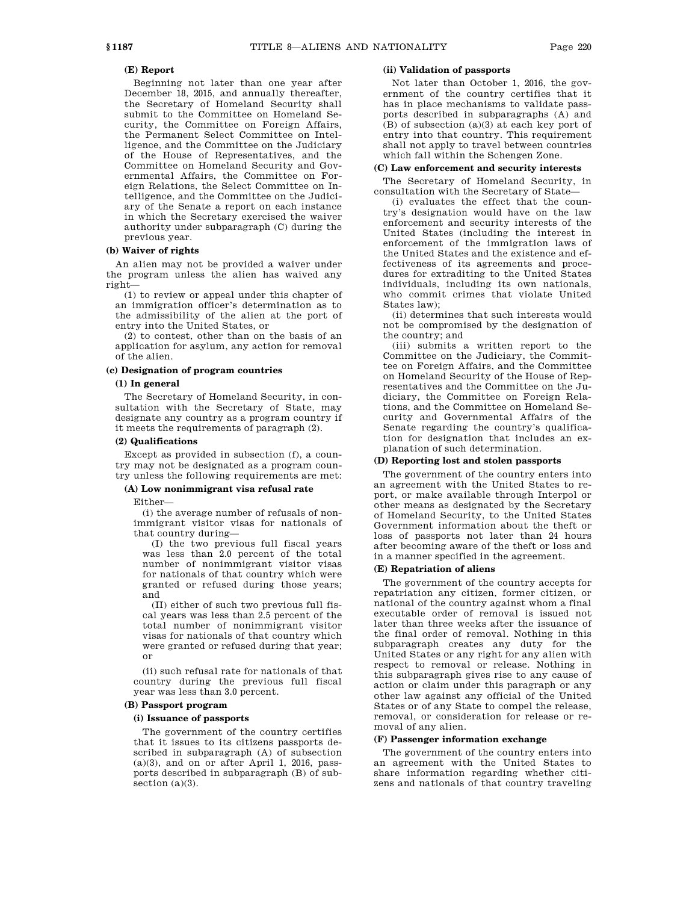**(E) Report**

Beginning not later than one year after December 18, 2015, and annually thereafter, the Secretary of Homeland Security shall submit to the Committee on Homeland Security, the Committee on Foreign Affairs, the Permanent Select Committee on Intelligence, and the Committee on the Judiciary of the House of Representatives, and the Committee on Homeland Security and Governmental Affairs, the Committee on Foreign Relations, the Select Committee on Intelligence, and the Committee on the Judiciary of the Senate a report on each instance in which the Secretary exercised the waiver authority under subparagraph (C) during the previous year.

### (b) Waiver of rights

An alien may not be provided a waiver under the program unless the alien has waived any right—

(1) to review or appeal under this chapter of an immigration officer's determination as to the admissibility of the alien at the port of entry into the United States, or

(2) to contest, other than on the basis of an application for asylum, any action for removal of the alien.

### (c) Designation of program countries

#### (1) In general

The Secretary of Homeland Security, in consultation with the Secretary of State, may designate any country as a program country if it meets the requirements of paragraph (2).

#### (2) Qualifications

Except as provided in subsection (f), a country may not be designated as a program country unless the following requirements are met:

**(A) Low nonimmigrant visa refusal rate**

Either—

(i) the average number of refusals of nonimmigrant visitor visas for nationals of that country during—

(I) the two previous full fiscal years was less than 2.0 percent of the total number of nonimmigrant visitor visas for nationals of that country which were granted or refused during those years; and

(II) either of such two previous full fiscal years was less than 2.5 percent of the total number of nonimmigrant visitor visas for nationals of that country which were granted or refused during that year; or

(ii) such refusal rate for nationals of that country during the previous full fiscal year was less than 3.0 percent.

**(B) Passport program**

**(i) Issuance of passports**

The government of the country certifies that it issues to its citizens passports described in subparagraph (A) of subsection (a)(3), and on or after April 1, 2016, passports described in subparagraph (B) of subsection (a)(3).

**(ii) Validation of passports**

Not later than October 1, 2016, the government of the country certifies that it has in place mechanisms to validate passports described in subparagraphs (A) and (B) of subsection (a)(3) at each key port of entry into that country. This requirement shall not apply to travel between countries which fall within the Schengen Zone.

**(C) Law enforcement and security interests**

The Secretary of Homeland Security, in consultation with the Secretary of State—

(i) evaluates the effect that the country's designation would have on the law enforcement and security interests of the United States (including the interest in enforcement of the immigration laws of the United States and the existence and effectiveness of its agreements and procedures for extraditing to the United States individuals, including its own nationals, who commit crimes that violate United States law);

(ii) determines that such interests would not be compromised by the designation of the country; and

(iii) submits a written report to the Committee on the Judiciary, the Committee on Foreign Affairs, and the Committee on Homeland Security of the House of Representatives and the Committee on the Judiciary, the Committee on Foreign Relations, and the Committee on Homeland Security and Governmental Affairs of the Senate regarding the country's qualification for designation that includes an explanation of such determination.

**(D) Reporting lost and stolen passports**

The government of the country enters into an agreement with the United States to report, or make available through Interpol or other means as designated by the Secretary of Homeland Security, to the United States Government information about the theft or loss of passports not later than 24 hours after becoming aware of the theft or loss and in a manner specified in the agreement.

**(E) Repatriation of aliens**

The government of the country accepts for repatriation any citizen, former citizen, or national of the country against whom a final executable order of removal is issued not later than three weeks after the issuance of the final order of removal. Nothing in this subparagraph creates any duty for the United States or any right for any alien with respect to removal or release. Nothing in this subparagraph gives rise to any cause of action or claim under this paragraph or any other law against any official of the United States or of any State to compel the release, removal, or consideration for release or removal of any alien.

**(F) Passenger information exchange**

The government of the country enters into an agreement with the United States to share information regarding whether citizens and nationals of that country traveling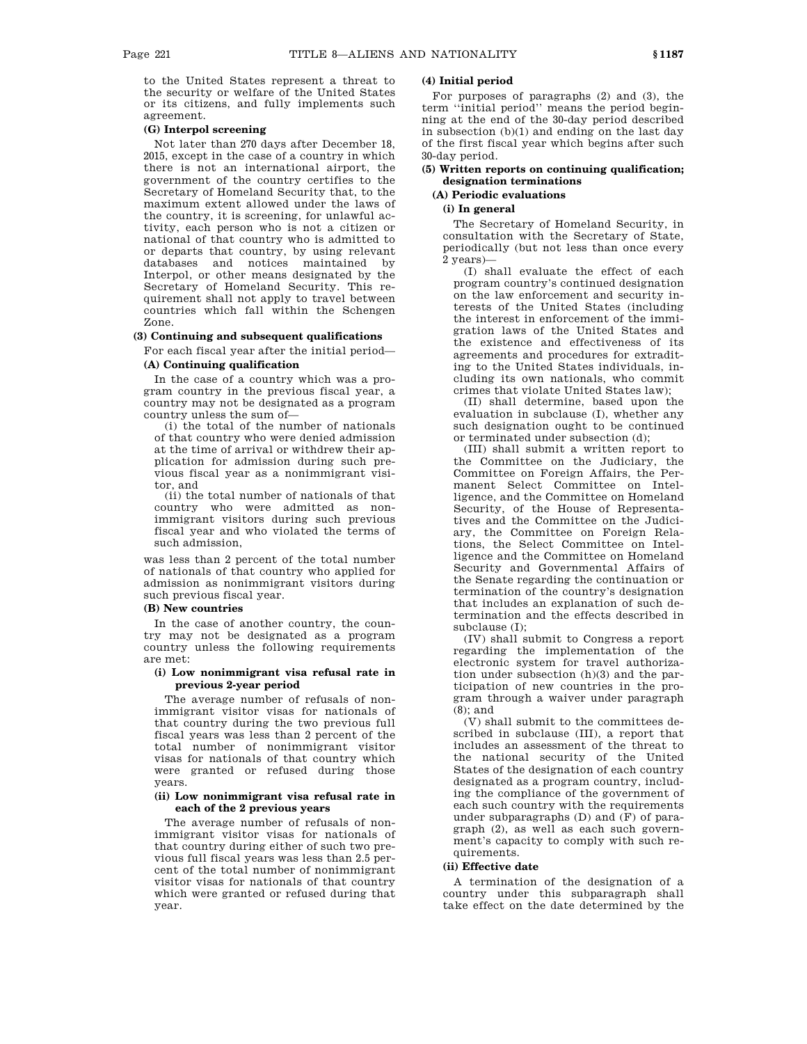to the United States represent a threat to the security or welfare of the United States or its citizens, and fully implements such agreement.

**(G) Interpol screening**

Not later than 270 days after December 18, 2015, except in the case of a country in which there is not an international airport, the government of the country certifies to the Secretary of Homeland Security that, to the maximum extent allowed under the laws of the country, it is screening, for unlawful activity, each person who is not a citizen or national of that country who is admitted to or departs that country, by using relevant databases and notices maintained by Interpol, or other means designated by the Secretary of Homeland Security. This requirement shall not apply to travel between countries which fall within the Schengen Zone.

**(3) Continuing and subsequent qualifications**

For each fiscal year after the initial period—

**(A) Continuing qualification**

In the case of a country which was a program country in the previous fiscal year, a country may not be designated as a program country unless the sum of—

(i) the total of the number of nationals of that country who were denied admission at the time of arrival or withdrew their application for admission during such previous fiscal year as a nonimmigrant visitor, and

(ii) the total number of nationals of that country who were admitted as nonimmigrant visitors during such previous fiscal year and who violated the terms of such admission,

was less than 2 percent of the total number of nationals of that country who applied for admission as nonimmigrant visitors during such previous fiscal year.

**(B) New countries**

In the case of another country, the country may not be designated as a program country unless the following requirements are met:

**(i) Low nonimmigrant visa refusal rate in previous 2-year period**

The average number of refusals of nonimmigrant visitor visas for nationals of that country during the two previous full fiscal years was less than 2 percent of the total number of nonimmigrant visitor visas for nationals of that country which were granted or refused during those years.

**(ii) Low nonimmigrant visa refusal rate in each of the 2 previous years**

The average number of refusals of nonimmigrant visitor visas for nationals of that country during either of such two previous full fiscal years was less than 2.5 percent of the total number of nonimmigrant visitor visas for nationals of that country which were granted or refused during that year.

**(4) Initial period**

For purposes of paragraphs (2) and (3), the term ''initial period'' means the period beginning at the end of the 30-day period described in subsection (b)(1) and ending on the last day of the first fiscal year which begins after such 30-day period.

**(5) Written reports on continuing qualification; designation terminations**

**(A) Periodic evaluations**

**(i) In general**

The Secretary of Homeland Security, in consultation with the Secretary of State, periodically (but not less than once every 2 years)—

(I) shall evaluate the effect of each program country's continued designation on the law enforcement and security interests of the United States (including the interest in enforcement of the immigration laws of the United States and the existence and effectiveness of its agreements and procedures for extraditing to the United States individuals, including its own nationals, who commit crimes that violate United States law);

(II) shall determine, based upon the evaluation in subclause (I), whether any such designation ought to be continued or terminated under subsection (d);

(III) shall submit a written report to the Committee on the Judiciary, the Committee on Foreign Affairs, the Permanent Select Committee on Intelligence, and the Committee on Homeland Security, of the House of Representatives and the Committee on the Judiciary, the Committee on Foreign Relations, the Select Committee on Intelligence and the Committee on Homeland Security and Governmental Affairs of the Senate regarding the continuation or termination of the country's designation that includes an explanation of such determination and the effects described in subclause (I);

(IV) shall submit to Congress a report regarding the implementation of the electronic system for travel authorization under subsection (h)(3) and the participation of new countries in the program through a waiver under paragraph (8); and

(V) shall submit to the committees described in subclause (III), a report that includes an assessment of the threat to the national security of the United States of the designation of each country designated as a program country, including the compliance of the government of each such country with the requirements under subparagraphs (D) and (F) of paragraph (2), as well as each such government's capacity to comply with such requirements.

**(ii) Effective date**

A termination of the designation of a country under this subparagraph shall take effect on the date determined by the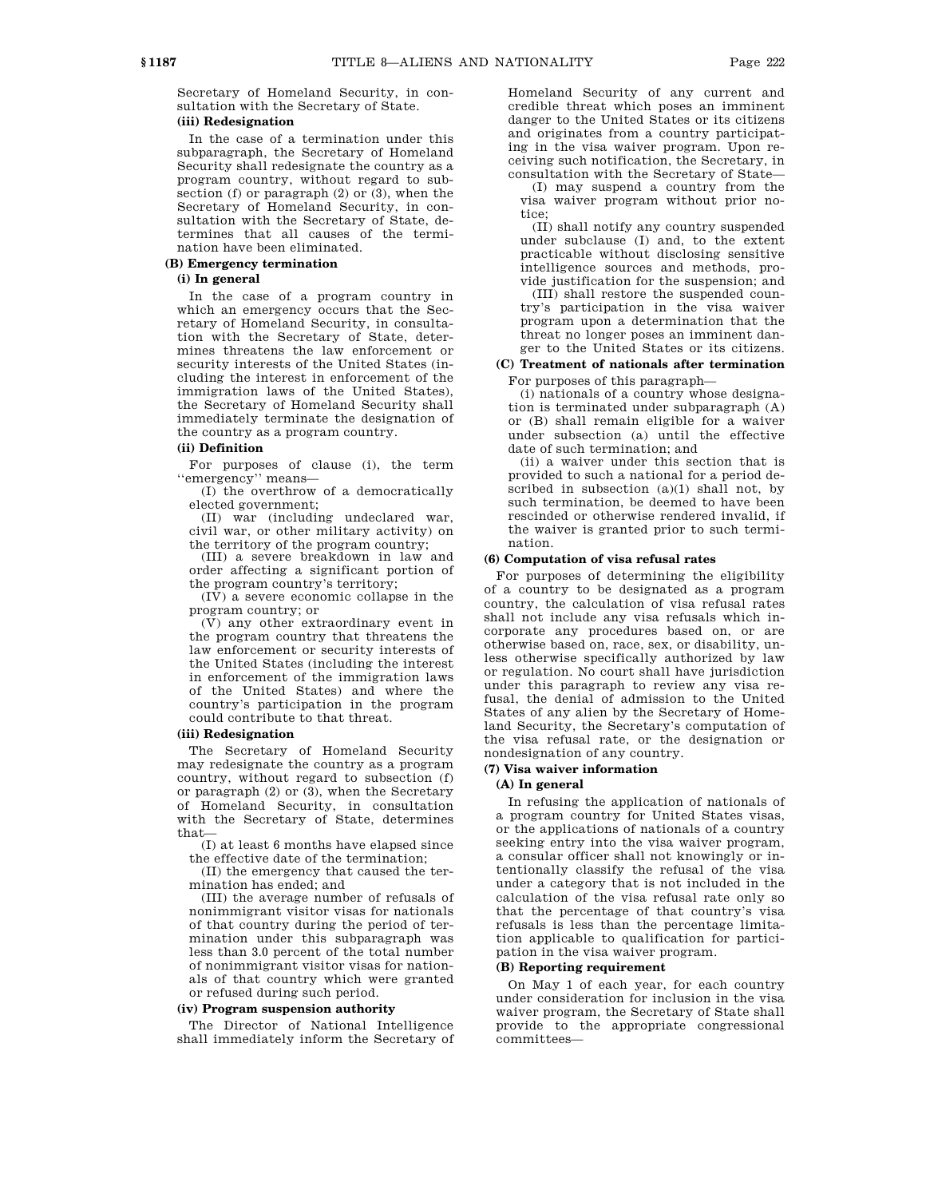Secretary of Homeland Security, in consultation with the Secretary of State.

**(iii) Redesignation**

In the case of a termination under this subparagraph, the Secretary of Homeland Security shall redesignate the country as a program country, without regard to subsection (f) or paragraph (2) or (3), when the Secretary of Homeland Security, in consultation with the Secretary of State, determines that all causes of the termination have been eliminated.

**(B) Emergency termination**

**(i) In general**

In the case of a program country in which an emergency occurs that the Secretary of Homeland Security, in consultation with the Secretary of State, determines threatens the law enforcement or security interests of the United States (including the interest in enforcement of the immigration laws of the United States), the Secretary of Homeland Security shall immediately terminate the designation of the country as a program country.

**(ii) Definition**

For purposes of clause (i), the term "emergency" means—

(I) the overthrow of a democratically elected government;

(II) war (including undeclared war, civil war, or other military activity) on the territory of the program country;

(III) a severe breakdown in law and order affecting a significant portion of the program country's territory;

(IV) a severe economic collapse in the program country; or

(V) any other extraordinary event in the program country that threatens the law enforcement or security interests of the United States (including the interest in enforcement of the immigration laws of the United States) and where the country's participation in the program could contribute to that threat.

**(iii) Redesignation**

The Secretary of Homeland Security may redesignate the country as a program country, without regard to subsection (f) or paragraph (2) or (3), when the Secretary of Homeland Security, in consultation with the Secretary of State, determines that—

(I) at least 6 months have elapsed since the effective date of the termination;

(II) the emergency that caused the termination has ended; and

(III) the average number of refusals of nonimmigrant visitor visas for nationals of that country during the period of termination under this subparagraph was less than 3.0 percent of the total number of nonimmigrant visitor visas for nationals of that country which were granted or refused during such period.

**(iv) Program suspension authority**

The Director of National Intelligence shall immediately inform the Secretary of Homeland Security of any current and credible threat which poses an imminent danger to the United States or its citizens and originates from a country participating in the visa waiver program. Upon receiving such notification, the Secretary, in consultation with the Secretary of State—

(I) may suspend a country from the visa waiver program without prior notice;

(II) shall notify any country suspended under subclause (I) and, to the extent practicable without disclosing sensitive intelligence sources and methods, provide justification for the suspension; and

(III) shall restore the suspended country's participation in the visa waiver program upon a determination that the threat no longer poses an imminent danger to the United States or its citizens.

**(C) Treatment of nationals after termination**

For purposes of this paragraph—

(i) nationals of a country whose designation is terminated under subparagraph (A) or (B) shall remain eligible for a waiver under subsection (a) until the effective date of such termination; and

(ii) a waiver under this section that is provided to such a national for a period described in subsection (a)(1) shall not, by such termination, be deemed to have been rescinded or otherwise rendered invalid, if the waiver is granted prior to such termination.

**(6) Computation of visa refusal rates**

For purposes of determining the eligibility of a country to be designated as a program country, the calculation of visa refusal rates shall not include any visa refusals which incorporate any procedures based on, or are otherwise based on, race, sex, or disability, unless otherwise specifically authorized by law or regulation. No court shall have jurisdiction under this paragraph to review any visa refusal, the denial of admission to the United States of any alien by the Secretary of Homeland Security, the Secretary's computation of the visa refusal rate, or the designation or nondesignation of any country.

**(7) Visa waiver information**

**(A) In general**

In refusing the application of nationals of a program country for United States visas, or the applications of nationals of a country seeking entry into the visa waiver program, a consular officer shall not knowingly or intentionally classify the refusal of the visa under a category that is not included in the calculation of the visa refusal rate only so that the percentage of that country's visa refusals is less than the percentage limitation applicable to qualification for participation in the visa waiver program.

**(B) Reporting requirement**

On May 1 of each year, for each country under consideration for inclusion in the visa waiver program, the Secretary of State shall provide to the appropriate congressional committees—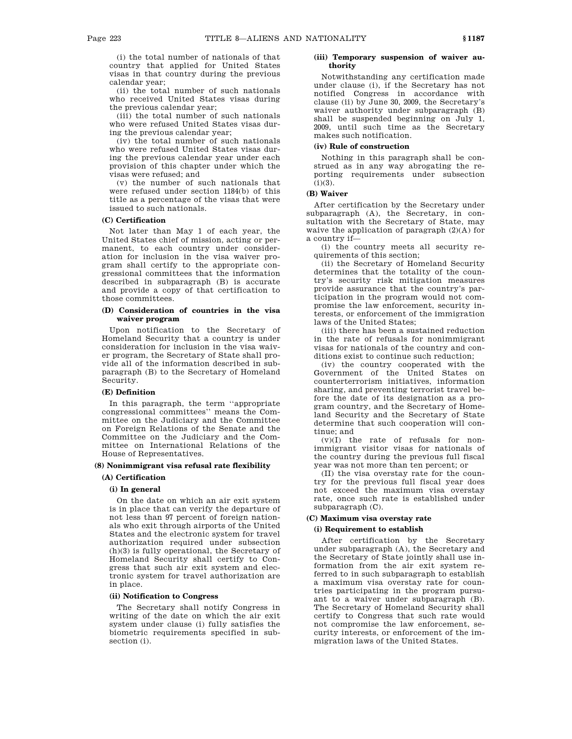(i) the total number of nationals of that country that applied for United States visas in that country during the previous calendar year;

(ii) the total number of such nationals who received United States visas during the previous calendar year;

(iii) the total number of such nationals who were refused United States visas during the previous calendar year;

(iv) the total number of such nationals who were refused United States visas during the previous calendar year under each provision of this chapter under which the visas were refused; and

(v) the number of such nationals that were refused under section 1184(b) of this title as a percentage of the visas that were issued to such nationals.

#### (C) Certification

Not later than May 1 of each year, the United States chief of mission, acting or permanent, to each country under consideration for inclusion in the visa waiver program shall certify to the appropriate congressional committees that the information described in subparagraph (B) is accurate and provide a copy of that certification to those committees.

#### (D) Consideration of countries in the visa waiver program

Upon notification to the Secretary of Homeland Security that a country is under consideration for inclusion in the visa waiver program, the Secretary of State shall provide all of the information described in subparagraph (B) to the Secretary of Homeland Security.

#### (E) Definition

In this paragraph, the term ''appropriate congressional committees'' means the Committee on the Judiciary and the Committee on Foreign Relations of the Senate and the Committee on the Judiciary and the Committee on International Relations of the House of Representatives.

### (8) Nonimmigrant visa refusal rate flexibility

#### (A) Certification

##### (i) In general

On the date on which an air exit system is in place that can verify the departure of not less than 97 percent of foreign nationals who exit through airports of the United States and the electronic system for travel authorization required under subsection (h)(3) is fully operational, the Secretary of Homeland Security shall certify to Congress that such air exit system and electronic system for travel authorization are in place.

##### (ii) Notification to Congress

The Secretary shall notify Congress in writing of the date on which the air exit system under clause (i) fully satisfies the biometric requirements specified in subsection (i).

##### (iii) Temporary suspension of waiver authority

Notwithstanding any certification made under clause (i), if the Secretary has not notified Congress in accordance with clause (ii) by June 30, 2009, the Secretary's waiver authority under subparagraph (B) shall be suspended beginning on July 1, 2009, until such time as the Secretary makes such notification.

##### (iv) Rule of construction

Nothing in this paragraph shall be construed as in any way abrogating the reporting requirements under subsection (i)(3).

#### (B) Waiver

After certification by the Secretary under subparagraph (A), the Secretary, in consultation with the Secretary of State, may waive the application of paragraph (2)(A) for a country if—

(i) the country meets all security requirements of this section;

(ii) the Secretary of Homeland Security determines that the totality of the country's security risk mitigation measures provide assurance that the country's participation in the program would not compromise the law enforcement, security interests, or enforcement of the immigration laws of the United States;

(iii) there has been a sustained reduction in the rate of refusals for nonimmigrant visas for nationals of the country and conditions exist to continue such reduction;

(iv) the country cooperated with the Government of the United States on counterterrorism initiatives, information sharing, and preventing terrorist travel before the date of its designation as a program country, and the Secretary of Homeland Security and the Secretary of State determine that such cooperation will continue; and

(v)(I) the rate of refusals for nonimmigrant visitor visas for nationals of the country during the previous full fiscal year was not more than ten percent; or

(II) the visa overstay rate for the country for the previous full fiscal year does not exceed the maximum visa overstay rate, once such rate is established under subparagraph (C).

#### (C) Maximum visa overstay rate

##### (i) Requirement to establish

After certification by the Secretary under subparagraph (A), the Secretary and the Secretary of State jointly shall use information from the air exit system referred to in such subparagraph to establish a maximum visa overstay rate for countries participating in the program pursuant to a waiver under subparagraph (B). The Secretary of Homeland Security shall certify to Congress that such rate would not compromise the law enforcement, security interests, or enforcement of the immigration laws of the United States.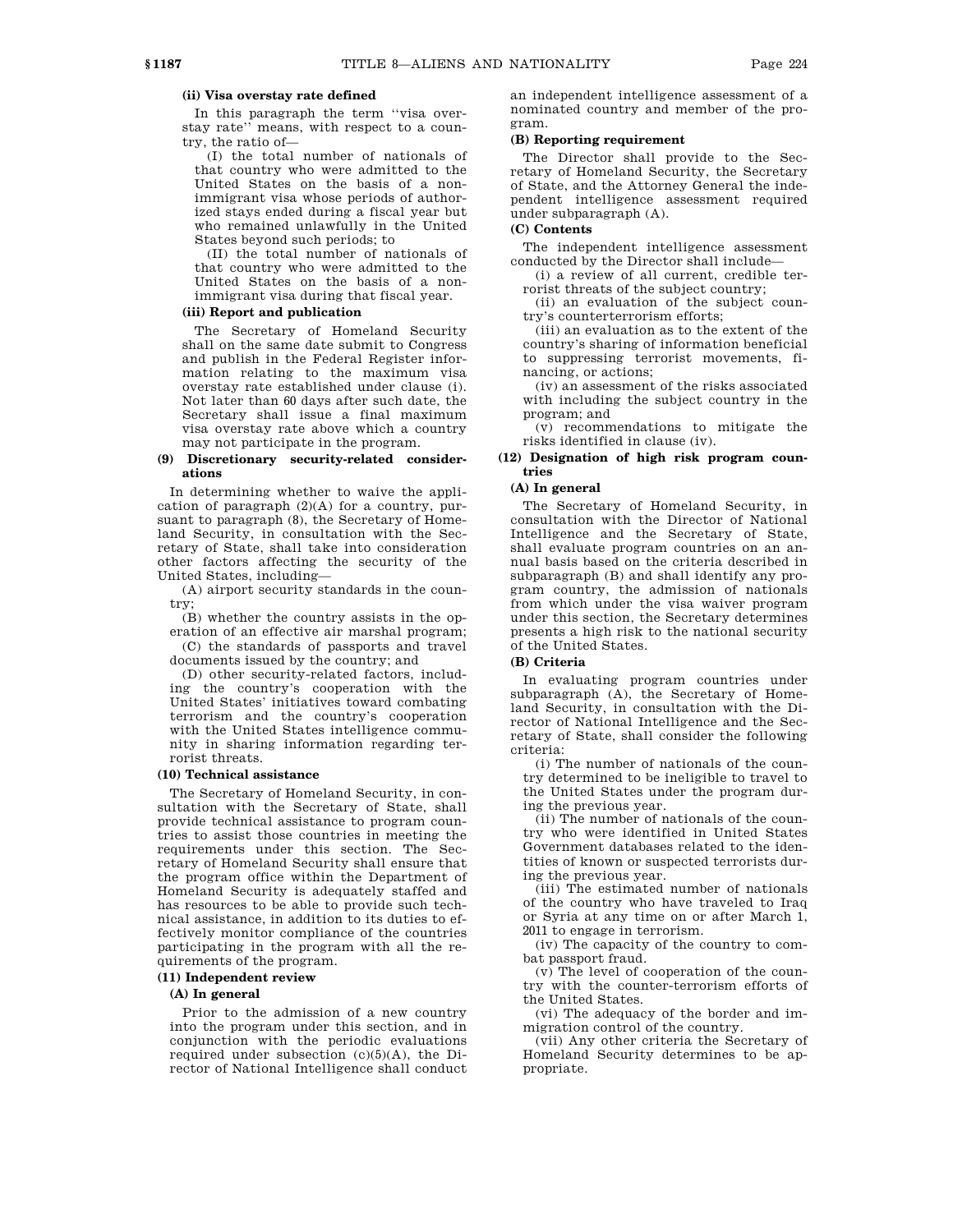**(ii) Visa overstay rate defined**

In this paragraph the term "visa overstay rate" means, with respect to a country, the ratio of—

(I) the total number of nationals of that country who were admitted to the United States on the basis of a nonimmigrant visa whose periods of authorized stays ended during a fiscal year but who remained unlawfully in the United States beyond such periods; to

(II) the total number of nationals of that country who were admitted to the United States on the basis of a nonimmigrant visa during that fiscal year.

**(iii) Report and publication**

The Secretary of Homeland Security shall on the same date submit to Congress and publish in the Federal Register information relating to the maximum visa overstay rate established under clause (i). Not later than 60 days after such date, the Secretary shall issue a final maximum visa overstay rate above which a country may not participate in the program.

**(9) Discretionary security-related considerations**

In determining whether to waive the application of paragraph (2)(A) for a country, pursuant to paragraph (8), the Secretary of Homeland Security, in consultation with the Secretary of State, shall take into consideration other factors affecting the security of the United States, including—

(A) airport security standards in the country;

(B) whether the country assists in the operation of an effective air marshal program;

(C) the standards of passports and travel documents issued by the country; and

(D) other security-related factors, including the country's cooperation with the United States' initiatives toward combating terrorism and the country's cooperation with the United States intelligence community in sharing information regarding terrorist threats.

**(10) Technical assistance**

The Secretary of Homeland Security, in consultation with the Secretary of State, shall provide technical assistance to program countries to assist those countries in meeting the requirements under this section. The Secretary of Homeland Security shall ensure that the program office within the Department of Homeland Security is adequately staffed and has resources to be able to provide such technical assistance, in addition to its duties to effectively monitor compliance of the countries participating in the program with all the requirements of the program.

**(11) Independent review**

**(A) In general**

Prior to the admission of a new country into the program under this section, and in conjunction with the periodic evaluations required under subsection (c)(5)(A), the Director of National Intelligence shall conduct an independent intelligence assessment of a nominated country and member of the program.

**(B) Reporting requirement**

The Director shall provide to the Secretary of Homeland Security, the Secretary of State, and the Attorney General the independent intelligence assessment required under subparagraph (A).

**(C) Contents**

The independent intelligence assessment conducted by the Director shall include—

(i) a review of all current, credible terrorist threats of the subject country;

(ii) an evaluation of the subject country's counterterrorism efforts;

(iii) an evaluation as to the extent of the country's sharing of information beneficial to suppressing terrorist movements, financing, or actions;

(iv) an assessment of the risks associated with including the subject country in the program; and

(v) recommendations to mitigate the risks identified in clause (iv).

**(12) Designation of high risk program countries**

**(A) In general**

The Secretary of Homeland Security, in consultation with the Director of National Intelligence and the Secretary of State, shall evaluate program countries on an annual basis based on the criteria described in subparagraph (B) and shall identify any program country, the admission of nationals from which under the visa waiver program under this section, the Secretary determines presents a high risk to the national security of the United States.

**(B) Criteria**

In evaluating program countries under subparagraph (A), the Secretary of Homeland Security, in consultation with the Director of National Intelligence and the Secretary of State, shall consider the following criteria:

(i) The number of nationals of the country determined to be ineligible to travel to the United States under the program during the previous year.

(ii) The number of nationals of the country who were identified in United States Government databases related to the identities of known or suspected terrorists during the previous year.

(iii) The estimated number of nationals of the country who have traveled to Iraq or Syria at any time on or after March 1, 2011 to engage in terrorism.

(iv) The capacity of the country to combat passport fraud.

(v) The level of cooperation of the country with the counter-terrorism efforts of the United States.

(vi) The adequacy of the border and immigration control of the country.

(vii) Any other criteria the Secretary of Homeland Security determines to be appropriate.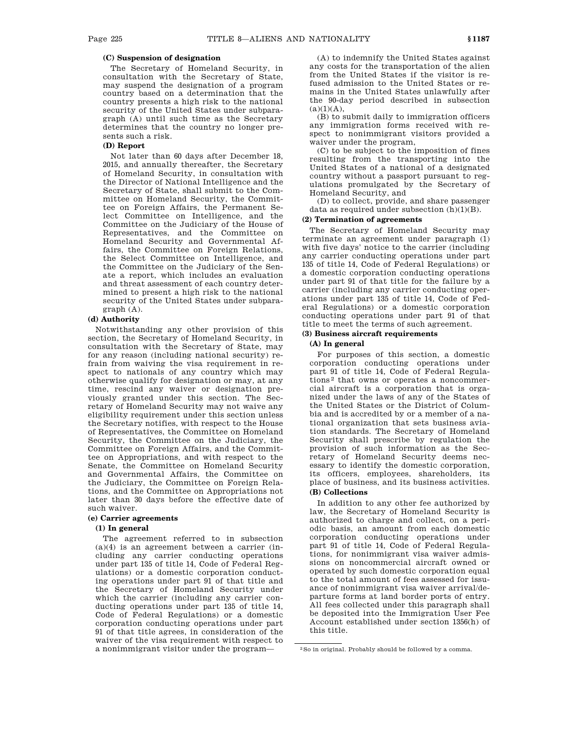#### (C) Suspension of designation

The Secretary of Homeland Security, in consultation with the Secretary of State, may suspend the designation of a program country based on a determination that the country presents a high risk to the national security of the United States under subparagraph (A) until such time as the Secretary determines that the country no longer presents such a risk.

#### (D) Report

Not later than 60 days after December 18, 2015, and annually thereafter, the Secretary of Homeland Security, in consultation with the Director of National Intelligence and the Secretary of State, shall submit to the Committee on Homeland Security, the Committee on Foreign Affairs, the Permanent Select Committee on Intelligence, and the Committee on the Judiciary of the House of Representatives, and the Committee on Homeland Security and Governmental Affairs, the Committee on Foreign Relations, the Select Committee on Intelligence, and the Committee on the Judiciary of the Senate a report, which includes an evaluation and threat assessment of each country determined to present a high risk to the national security of the United States under subparagraph (A).

### (d) Authority

Notwithstanding any other provision of this section, the Secretary of Homeland Security, in consultation with the Secretary of State, may for any reason (including national security) refrain from waiving the visa requirement in respect to nationals of any country which may otherwise qualify for designation or may, at any time, rescind any waiver or designation previously granted under this section. The Secretary of Homeland Security may not waive any eligibility requirement under this section unless the Secretary notifies, with respect to the House of Representatives, the Committee on Homeland Security, the Committee on the Judiciary, the Committee on Foreign Affairs, and the Committee on Appropriations, and with respect to the Senate, the Committee on Homeland Security and Governmental Affairs, the Committee on the Judiciary, the Committee on Foreign Relations, and the Committee on Appropriations not later than 30 days before the effective date of such waiver.

### (e) Carrier agreements

#### (1) In general

The agreement referred to in subsection (a)(4) is an agreement between a carrier (including any carrier conducting operations under part 135 of title 14, Code of Federal Regulations) or a domestic corporation conducting operations under part 91 of that title and the Secretary of Homeland Security under which the carrier (including any carrier conducting operations under part 135 of title 14, Code of Federal Regulations) or a domestic corporation conducting operations under part 91 of that title agrees, in consideration of the waiver of the visa requirement with respect to a nonimmigrant visitor under the program—

(A) to indemnify the United States against any costs for the transportation of the alien from the United States if the visitor is refused admission to the United States or remains in the United States unlawfully after the 90-day period described in subsection (a)(1)(A),

(B) to submit daily to immigration officers any immigration forms received with respect to nonimmigrant visitors provided a waiver under the program,

(C) to be subject to the imposition of fines resulting from the transporting into the United States of a national of a designated country without a passport pursuant to regulations promulgated by the Secretary of Homeland Security, and

(D) to collect, provide, and share passenger data as required under subsection (h)(1)(B).

#### (2) Termination of agreements

The Secretary of Homeland Security may terminate an agreement under paragraph (1) with five days' notice to the carrier (including any carrier conducting operations under part 135 of title 14, Code of Federal Regulations) or a domestic corporation conducting operations under part 91 of that title for the failure by a carrier (including any carrier conducting operations under part 135 of title 14, Code of Federal Regulations) or a domestic corporation conducting operations under part 91 of that title to meet the terms of such agreement.

#### (3) Business aircraft requirements

##### (A) In general

For purposes of this section, a domestic corporation conducting operations under part 91 of title 14, Code of Federal Regulations[2] that owns or operates a noncommercial aircraft is a corporation that is organized under the laws of any of the States of the United States or the District of Columbia and is accredited by or a member of a national organization that sets business aviation standards. The Secretary of Homeland Security shall prescribe by regulation the provision of such information as the Secretary of Homeland Security deems necessary to identify the domestic corporation, its officers, employees, shareholders, its place of business, and its business activities.

##### (B) Collections

In addition to any other fee authorized by law, the Secretary of Homeland Security is authorized to charge and collect, on a periodic basis, an amount from each domestic corporation conducting operations under part 91 of title 14, Code of Federal Regulations, for nonimmigrant visa waiver admissions on noncommercial aircraft owned or operated by such domestic corporation equal to the total amount of fees assessed for issuance of nonimmigrant visa waiver arrival/departure forms at land border ports of entry. All fees collected under this paragraph shall be deposited into the Immigration User Fee Account established under section 1356(h) of this title.

---

[2] So in original. Probably should be followed by a comma.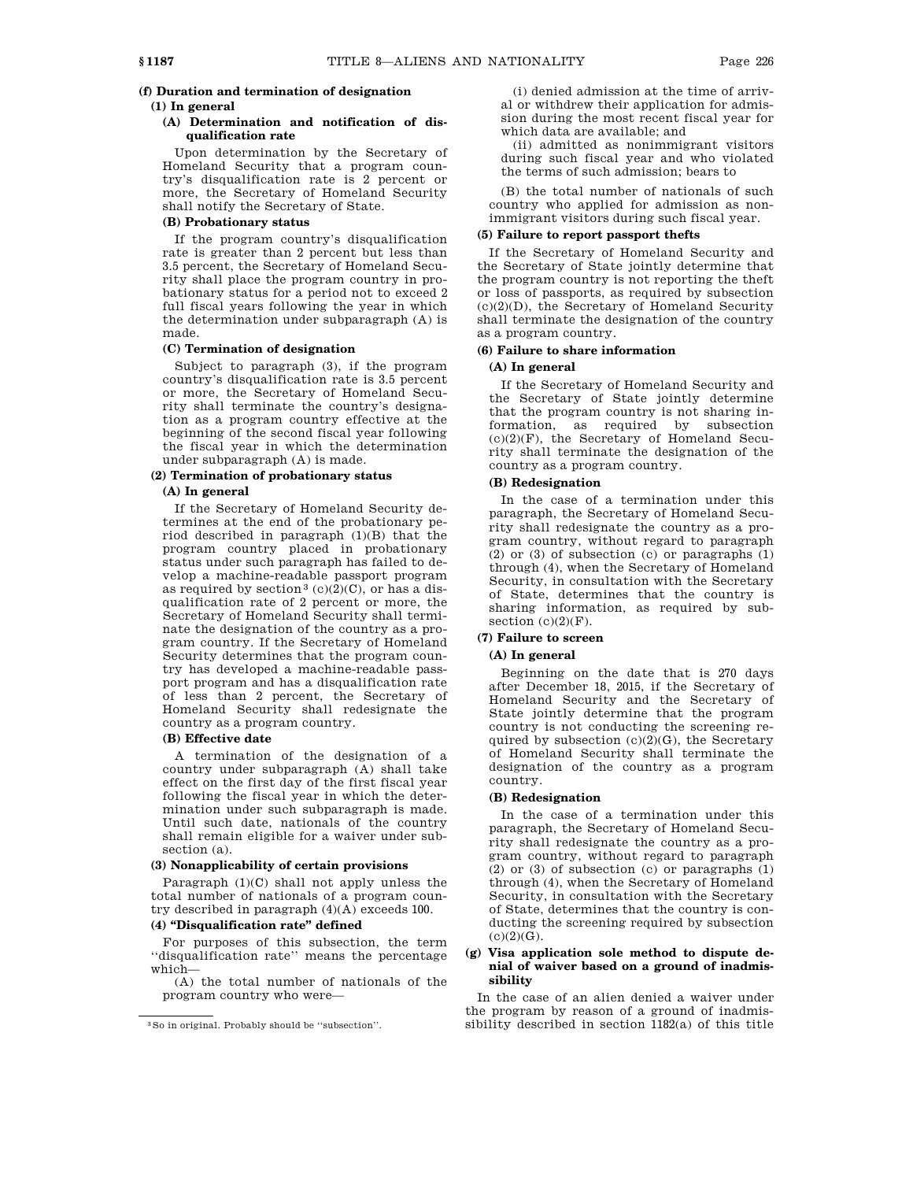**(f) Duration and termination of designation**

**(1) In general**

**(A) Determination and notification of disqualification rate**

Upon determination by the Secretary of Homeland Security that a program country's disqualification rate is 2 percent or more, the Secretary of Homeland Security shall notify the Secretary of State.

**(B) Probationary status**

If the program country's disqualification rate is greater than 2 percent but less than 3.5 percent, the Secretary of Homeland Security shall place the program country in probationary status for a period not to exceed 2 full fiscal years following the year in which the determination under subparagraph (A) is made.

**(C) Termination of designation**

Subject to paragraph (3), if the program country's disqualification rate is 3.5 percent or more, the Secretary of Homeland Security shall terminate the country's designation as a program country effective at the beginning of the second fiscal year following the fiscal year in which the determination under subparagraph (A) is made.

**(2) Termination of probationary status**

**(A) In general**

If the Secretary of Homeland Security determines at the end of the probationary period described in paragraph (1)(B) that the program country placed in probationary status under such paragraph has failed to develop a machine-readable passport program as required by section[3] (c)(2)(C), or has a disqualification rate of 2 percent or more, the Secretary of Homeland Security shall terminate the designation of the country as a program country. If the Secretary of Homeland Security determines that the program country has developed a machine-readable passport program and has a disqualification rate of less than 2 percent, the Secretary of Homeland Security shall redesignate the country as a program country.

**(B) Effective date**

A termination of the designation of a country under subparagraph (A) shall take effect on the first day of the first fiscal year following the fiscal year in which the determination under such subparagraph is made. Until such date, nationals of the country shall remain eligible for a waiver under subsection (a).

**(3) Nonapplicability of certain provisions**

Paragraph (1)(C) shall not apply unless the total number of nationals of a program country described in paragraph (4)(A) exceeds 100.

**(4) "Disqualification rate" defined**

For purposes of this subsection, the term "disqualification rate" means the percentage which—

(A) the total number of nationals of the program country who were—

(i) denied admission at the time of arrival or withdrew their application for admission during the most recent fiscal year for which data are available; and

(ii) admitted as nonimmigrant visitors during such fiscal year and who violated the terms of such admission; bears to

(B) the total number of nationals of such country who applied for admission as nonimmigrant visitors during such fiscal year.

**(5) Failure to report passport thefts**

If the Secretary of Homeland Security and the Secretary of State jointly determine that the program country is not reporting the theft or loss of passports, as required by subsection (c)(2)(D), the Secretary of Homeland Security shall terminate the designation of the country as a program country.

**(6) Failure to share information**

**(A) In general**

If the Secretary of Homeland Security and the Secretary of State jointly determine that the program country is not sharing information, as required by subsection (c)(2)(F), the Secretary of Homeland Security shall terminate the designation of the country as a program country.

**(B) Redesignation**

In the case of a termination under this paragraph, the Secretary of Homeland Security shall redesignate the country as a program country, without regard to paragraph (2) or (3) of subsection (c) or paragraphs (1) through (4), when the Secretary of Homeland Security, in consultation with the Secretary of State, determines that the country is sharing information, as required by subsection (c)(2)(F).

**(7) Failure to screen**

**(A) In general**

Beginning on the date that is 270 days after December 18, 2015, if the Secretary of Homeland Security and the Secretary of State jointly determine that the program country is not conducting the screening required by subsection (c)(2)(G), the Secretary of Homeland Security shall terminate the designation of the country as a program country.

**(B) Redesignation**

In the case of a termination under this paragraph, the Secretary of Homeland Security shall redesignate the country as a program country, without regard to paragraph (2) or (3) of subsection (c) or paragraphs (1) through (4), when the Secretary of Homeland Security, in consultation with the Secretary of State, determines that the country is conducting the screening required by subsection (c)(2)(G).

**(g) Visa application sole method to dispute denial of waiver based on a ground of inadmissibility**

In the case of an alien denied a waiver under the program by reason of a ground of inadmissibility described in section 1182(a) of this title

[3] So in original. Probably should be "subsection".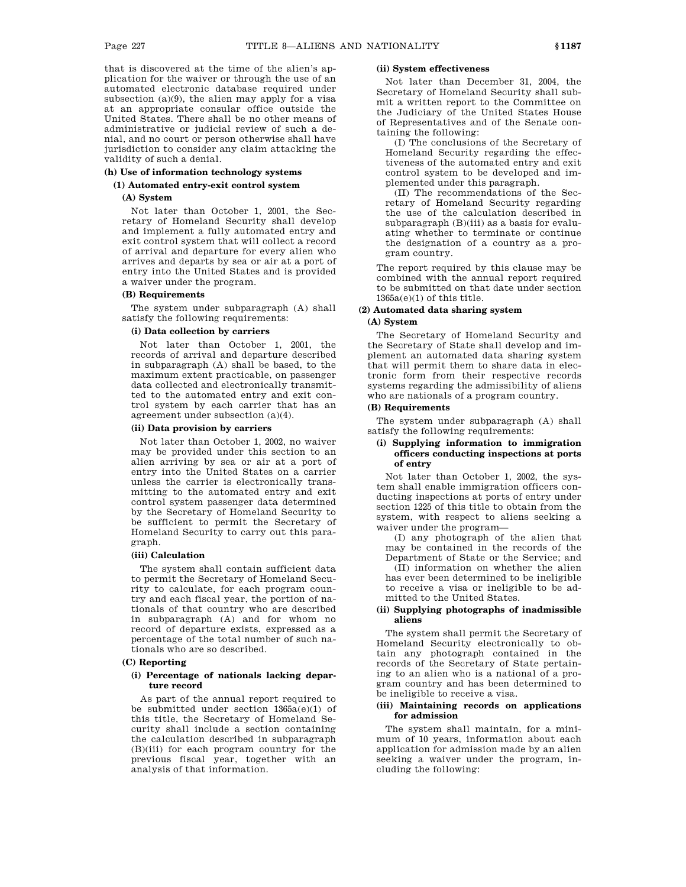that is discovered at the time of the alien's application for the waiver or through the use of an automated electronic database required under subsection (a)(9), the alien may apply for a visa at an appropriate consular office outside the United States. There shall be no other means of administrative or judicial review of such a denial, and no court or person otherwise shall have jurisdiction to consider any claim attacking the validity of such a denial.

#### (h) Use of information technology systems

##### (1) Automated entry-exit control system

###### (A) System

Not later than October 1, 2001, the Secretary of Homeland Security shall develop and implement a fully automated entry and exit control system that will collect a record of arrival and departure for every alien who arrives and departs by sea or air at a port of entry into the United States and is provided a waiver under the program.

###### (B) Requirements

The system under subparagraph (A) shall satisfy the following requirements:

**(i) Data collection by carriers**

Not later than October 1, 2001, the records of arrival and departure described in subparagraph (A) shall be based, to the maximum extent practicable, on passenger data collected and electronically transmitted to the automated entry and exit control system by each carrier that has an agreement under subsection (a)(4).

**(ii) Data provision by carriers**

Not later than October 1, 2002, no waiver may be provided under this section to an alien arriving by sea or air at a port of entry into the United States on a carrier unless the carrier is electronically transmitting to the automated entry and exit control system passenger data determined by the Secretary of Homeland Security to be sufficient to permit the Secretary of Homeland Security to carry out this paragraph.

**(iii) Calculation**

The system shall contain sufficient data to permit the Secretary of Homeland Security to calculate, for each program country and each fiscal year, the portion of nationals of that country who are described in subparagraph (A) and for whom no record of departure exists, expressed as a percentage of the total number of such nationals who are so described.

###### (C) Reporting

**(i) Percentage of nationals lacking departure record**

As part of the annual report required to be submitted under section 1365a(e)(1) of this title, the Secretary of Homeland Security shall include a section containing the calculation described in subparagraph (B)(iii) for each program country for the previous fiscal year, together with an analysis of that information.

**(ii) System effectiveness**

Not later than December 31, 2004, the Secretary of Homeland Security shall submit a written report to the Committee on the Judiciary of the United States House of Representatives and of the Senate containing the following:

(I) The conclusions of the Secretary of Homeland Security regarding the effectiveness of the automated entry and exit control system to be developed and implemented under this paragraph.

(II) The recommendations of the Secretary of Homeland Security regarding the use of the calculation described in subparagraph (B)(iii) as a basis for evaluating whether to terminate or continue the designation of a country as a program country.

The report required by this clause may be combined with the annual report required to be submitted on that date under section 1365a(e)(1) of this title.

##### (2) Automated data sharing system

###### (A) System

The Secretary of Homeland Security and the Secretary of State shall develop and implement an automated data sharing system that will permit them to share data in electronic form from their respective records systems regarding the admissibility of aliens who are nationals of a program country.

###### (B) Requirements

The system under subparagraph (A) shall satisfy the following requirements:

**(i) Supplying information to immigration officers conducting inspections at ports of entry**

Not later than October 1, 2002, the system shall enable immigration officers conducting inspections at ports of entry under section 1225 of this title to obtain from the system, with respect to aliens seeking a waiver under the program—

(I) any photograph of the alien that may be contained in the records of the Department of State or the Service; and

(II) information on whether the alien has ever been determined to be ineligible to receive a visa or ineligible to be admitted to the United States.

**(ii) Supplying photographs of inadmissible aliens**

The system shall permit the Secretary of Homeland Security electronically to obtain any photograph contained in the records of the Secretary of State pertaining to an alien who is a national of a program country and has been determined to be ineligible to receive a visa.

**(iii) Maintaining records on applications for admission**

The system shall maintain, for a minimum of 10 years, information about each application for admission made by an alien seeking a waiver under the program, including the following: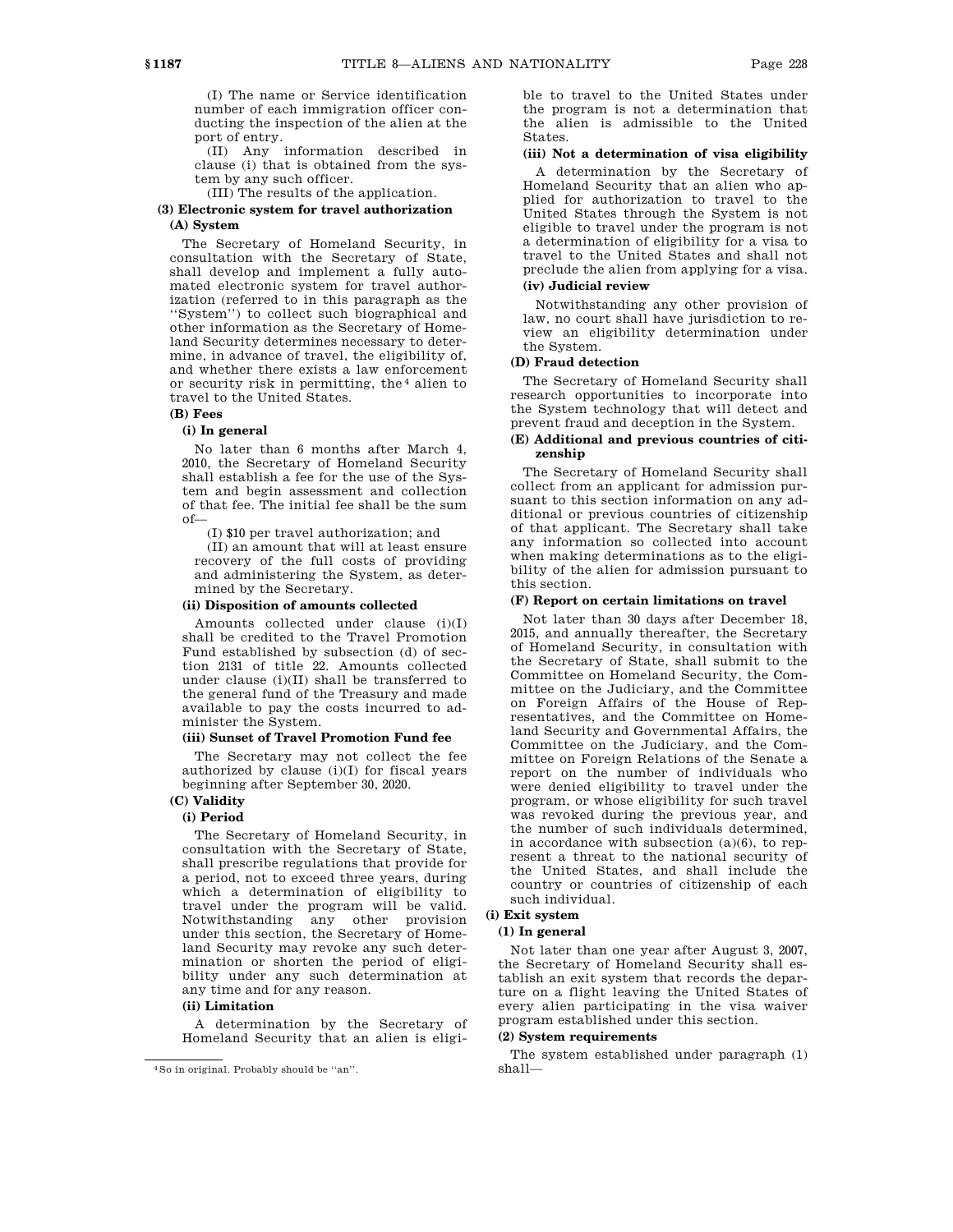(I) The name or Service identification number of each immigration officer conducting the inspection of the alien at the port of entry.

(II) Any information described in clause (i) that is obtained from the system by any such officer.

(III) The results of the application.

**(3) Electronic system for travel authorization**

**(A) System**

The Secretary of Homeland Security, in consultation with the Secretary of State, shall develop and implement a fully automated electronic system for travel authorization (referred to in this paragraph as the ''System'') to collect such biographical and other information as the Secretary of Homeland Security determines necessary to determine, in advance of travel, the eligibility of, and whether there exists a law enforcement or security risk in permitting, the[4] alien to travel to the United States.

**(B) Fees**

**(i) In general**

No later than 6 months after March 4, 2010, the Secretary of Homeland Security shall establish a fee for the use of the System and begin assessment and collection of that fee. The initial fee shall be the sum of—

(I) $10 per travel authorization; and

(II) an amount that will at least ensure recovery of the full costs of providing and administering the System, as determined by the Secretary.

**(ii) Disposition of amounts collected**

Amounts collected under clause (i)(I) shall be credited to the Travel Promotion Fund established by subsection (d) of section 2131 of title 22. Amounts collected under clause (i)(II) shall be transferred to the general fund of the Treasury and made available to pay the costs incurred to administer the System.

**(iii) Sunset of Travel Promotion Fund fee**

The Secretary may not collect the fee authorized by clause (i)(I) for fiscal years beginning after September 30, 2020.

**(C) Validity**

**(i) Period**

The Secretary of Homeland Security, in consultation with the Secretary of State, shall prescribe regulations that provide for a period, not to exceed three years, during which a determination of eligibility to travel under the program will be valid. Notwithstanding any other provision under this section, the Secretary of Homeland Security may revoke any such determination or shorten the period of eligibility under any such determination at any time and for any reason.

**(ii) Limitation**

A determination by the Secretary of Homeland Security that an alien is eligible to travel to the United States under the program is not a determination that the alien is admissible to the United States.

**(iii) Not a determination of visa eligibility**

A determination by the Secretary of Homeland Security that an alien who applied for authorization to travel to the United States through the System is not eligible to travel under the program is not a determination of eligibility for a visa to travel to the United States and shall not preclude the alien from applying for a visa.

**(iv) Judicial review**

Notwithstanding any other provision of law, no court shall have jurisdiction to review an eligibility determination under the System.

**(D) Fraud detection**

The Secretary of Homeland Security shall research opportunities to incorporate into the System technology that will detect and prevent fraud and deception in the System.

**(E) Additional and previous countries of citizenship**

The Secretary of Homeland Security shall collect from an applicant for admission pursuant to this section information on any additional or previous countries of citizenship of that applicant. The Secretary shall take any information so collected into account when making determinations as to the eligibility of the alien for admission pursuant to this section.

**(F) Report on certain limitations on travel**

Not later than 30 days after December 18, 2015, and annually thereafter, the Secretary of Homeland Security, in consultation with the Secretary of State, shall submit to the Committee on Homeland Security, the Committee on the Judiciary, and the Committee on Foreign Affairs of the House of Representatives, and the Committee on Homeland Security and Governmental Affairs, the Committee on the Judiciary, and the Committee on Foreign Relations of the Senate a report on the number of individuals who were denied eligibility to travel under the program, or whose eligibility for such travel was revoked during the previous year, and the number of such individuals determined, in accordance with subsection (a)(6), to represent a threat to the national security of the United States, and shall include the country or countries of citizenship of each such individual.

**(i) Exit system**

**(1) In general**

Not later than one year after August 3, 2007, the Secretary of Homeland Security shall establish an exit system that records the departure on a flight leaving the United States of every alien participating in the visa waiver program established under this section.

**(2) System requirements**

The system established under paragraph (1) shall—

[4] So in original. Probably should be ''an''.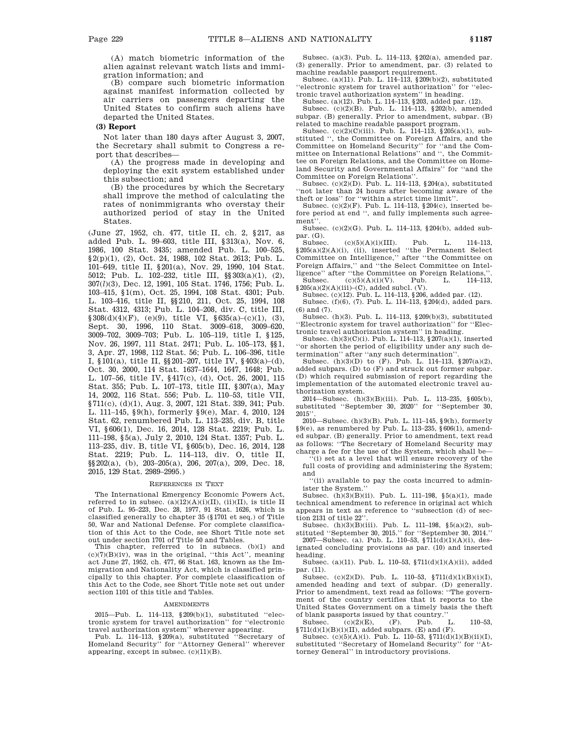(A) match biometric information of the alien against relevant watch lists and immigration information; and

(B) compare such biometric information against manifest information collected by air carriers on passengers departing the United States to confirm such aliens have departed the United States.

**(3) Report**

Not later than 180 days after August 3, 2007, the Secretary shall submit to Congress a report that describes—

(A) the progress made in developing and deploying the exit system established under this subsection; and

(B) the procedures by which the Secretary shall improve the method of calculating the rates of nonimmigrants who overstay their authorized period of stay in the United States.

(June 27, 1952, ch. 477, title II, ch. 2, §217, as added Pub. L. 99–603, title III, §313(a), Nov. 6, 1986, 100 Stat. 3435; amended Pub. L. 100–525, §2(p)(1), (2), Oct. 24, 1988, 102 Stat. 2613; Pub. L. 101–649, title II, §201(a), Nov. 29, 1990, 104 Stat. 5012; Pub. L. 102–232, title III, §§303(a)(1), (2), 307(*l*)(3), Dec. 12, 1991, 105 Stat. 1746, 1756; Pub. L. 103–415, §1(m), Oct. 25, 1994, 108 Stat. 4301; Pub. L. 103–416, title II, §§210, 211, Oct. 25, 1994, 108 Stat. 4312, 4313; Pub. L. 104–208, div. C, title III, §308(d)(4)(F), (e)(9), title VI, §635(a)–(c)(1), (3), Sept. 30, 1996, 110 Stat. 3009–618, 3009–620, 3009–702, 3009–703; Pub. L. 105–119, title I, §125, Nov. 26, 1997, 111 Stat. 2471; Pub. L. 105–173, §§1, 3, Apr. 27, 1998, 112 Stat. 56; Pub. L. 106–396, title I, §101(a), title II, §§201–207, title IV, §403(a)–(d), Oct. 30, 2000, 114 Stat. 1637–1644, 1647, 1648; Pub. L. 107–56, title IV, §417(c), (d), Oct. 26, 2001, 115 Stat. 355; Pub. L. 107–173, title III, §307(a), May 14, 2002, 116 Stat. 556; Pub. L. 110–53, title VII, §711(c), (d)(1), Aug. 3, 2007, 121 Stat. 339, 341; Pub. L. 111–145, §9(h), formerly §9(e), Mar. 4, 2010, 124 Stat. 62, renumbered Pub. L. 113–235, div. B, title VI, §606(1), Dec. 16, 2014, 128 Stat. 2219; Pub. L. 111–198, §5(a), July 2, 2010, 124 Stat. 1357; Pub. L. 113–235, div. B, title VI, §605(b), Dec. 16, 2014, 128 Stat. 2219; Pub. L. 114–113, div. O, title II, §§202(a), (b), 203–205(a), 206, 207(a), 209, Dec. 18, 2015, 129 Stat. 2989–2995.)

REFERENCES IN TEXT

The International Emergency Economic Powers Act, referred to in subsec. (a)(12)(A)(i)(II), (ii)(II), is title II of Pub. L. 95–223, Dec. 28, 1977, 91 Stat. 1626, which is classified generally to chapter 35 (§1701 et seq.) of Title 50, War and National Defense. For complete classification of this Act to the Code, see Short Title note set out under section 1701 of Title 50 and Tables.

This chapter, referred to in subsecs. (b)(1) and (c)(7)(B)(iv), was in the original, "this Act", meaning act June 27, 1952, ch. 477, 66 Stat. 163, known as the Immigration and Nationality Act, which is classified principally to this chapter. For complete classification of this Act to the Code, see Short Title note set out under section 1101 of this title and Tables.

AMENDMENTS

2015—Pub. L. 114–113, §209(b)(1), substituted "electronic system for travel authorization" for "electronic travel authorization system" wherever appearing.

Pub. L. 114–113, §209(a), substituted "Secretary of Homeland Security" for "Attorney General" wherever appearing, except in subsec. (c)(11)(B).

Subsec. (a)(3). Pub. L. 114–113, §202(a), amended par. (3) generally. Prior to amendment, par. (3) related to machine readable passport requirement.

Subsec. (a)(11). Pub. L. 114–113, §209(b)(2), substituted "electronic system for travel authorization" for "electronic travel authorization system" in heading.

Subsec. (a)(12). Pub. L. 114–113, §203, added par. (12).

Subsec. (c)(2)(B). Pub. L. 114–113, §202(b), amended subpar. (B) generally. Prior to amendment, subpar. (B) related to machine readable passport program.

Subsec. (c)(2)(C)(iii). Pub. L. 114–113, §205(a)(1), substituted ", the Committee on Foreign Affairs, and the Committee on Homeland Security" for "and the Committee on International Relations" and ", the Committee on Foreign Relations, and the Committee on Homeland Security and Governmental Affairs" for "and the Committee on Foreign Relations".

Subsec. (c)(2)(D). Pub. L. 114–113, §204(a), substituted "not later than 24 hours after becoming aware of the theft or loss" for "within a strict time limit".

Subsec. (c)(2)(F). Pub. L. 114–113, §204(c), inserted before period at end ", and fully implements such agreement".

Subsec. (c)(2)(G). Pub. L. 114–113, §204(b), added subpar. (G).

Subsec. (c)(5)(A)(i)(III). Pub. L. 114–113, §205(a)(2)(A)(i), (ii), inserted "the Permanent Select Committee on Intelligence," after "the Committee on Foreign Affairs," and "the Select Committee on Intelligence" after "the Committee on Foreign Relations,".

Subsec. (c)(5)(A)(i)(V). Pub. L. 114–113, §205(a)(2)(A)(iii)–(C), added subcl. (V).

Subsec. (c)(12). Pub. L. 114–113, §206, added par. (12).

Subsec. (f)(6), (7). Pub. L. 114–113, §204(d), added pars. (6) and (7).

Subsec. (h)(3). Pub. L. 114–113, §209(b)(3), substituted "Electronic system for travel authorization" for "Electronic travel authorization system" in heading.

Subsec. (h)(3)(C)(i). Pub. L. 114–113, §207(a)(1), inserted "or shorten the period of eligibility under any such determination" after "any such determination".

Subsec. (h)(3)(D) to (F). Pub. L. 114–113, §207(a)(2), added subpars. (D) to (F) and struck out former subpar. (D) which required submission of report regarding the implementation of the automated electronic travel authorization system.

2014—Subsec. (h)(3)(B)(iii). Pub. L. 113–235, §605(b), substituted "September 30, 2020" for "September 30, 2015".

2010—Subsec. (h)(3)(B). Pub. L. 111–145, §9(h), formerly §9(e), as renumbered by Pub. L. 113–235, §606(1), amended subpar. (B) generally. Prior to amendment, text read as follows: "The Secretary of Homeland Security may charge a fee for the use of the System, which shall be—

"(i) set at a level that will ensure recovery of the full costs of providing and administering the System; and

"(ii) available to pay the costs incurred to administer the System."

Subsec. (h)(3)(B)(ii). Pub. L. 111–198, §5(a)(1), made technical amendment to reference in original act which appears in text as reference to "subsection (d) of section 2131 of title 22".

Subsec. (h)(3)(B)(iii). Pub. L. 111–198, §5(a)(2), substituted "September 30, 2015." for "September 30, 2014."

2007—Subsec. (a). Pub. L. 110–53, §711(d)(1)(A)(i), designated concluding provisions as par. (10) and inserted heading.

Subsec. (a)(11). Pub. L. 110–53, §711(d)(1)(A)(ii), added par. (11).

Subsec. (c)(2)(D). Pub. L. 110–53, §711(d)(1)(B)(i)(I), amended heading and text of subpar. (D) generally. Prior to amendment, text read as follows: "The government of the country certifies that it reports to the United States Government on a timely basis the theft of blank passports issued by that country."

Subsec. (c)(2)(E), (F). Pub. L. 110–53, §711(d)(1)(B)(i)(II), added subpars. (E) and (F).

Subsec. (c)(5)(A)(i). Pub. L. 110–53, §711(d)(1)(B)(ii)(I), substituted "Secretary of Homeland Security" for "Attorney General" in introductory provisions.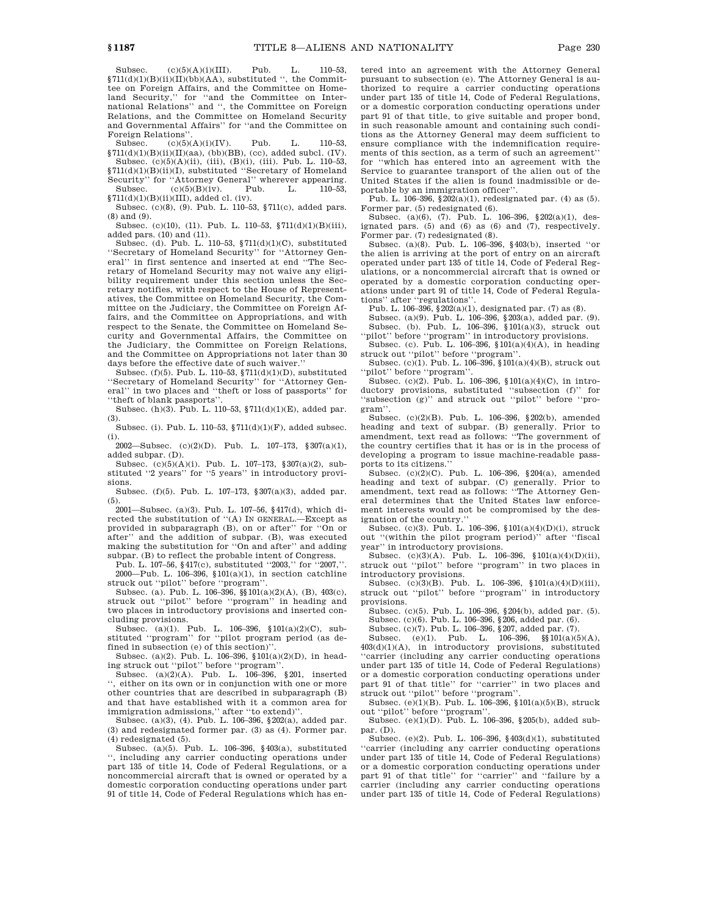Subsec. (c)(5)(A)(i)(III). Pub. L. 110–53, §711(d)(1)(B)(ii)(II)(bb)(AA), substituted '', the Committee on Foreign Affairs, and the Committee on Homeland Security,'' for ''and the Committee on International Relations'' and '', the Committee on Foreign Relations, and the Committee on Homeland Security and Governmental Affairs'' for ''and the Committee on Foreign Relations''.

Subsec. (c)(5)(A)(i)(IV). Pub. L. 110–53, §711(d)(1)(B)(ii)(II)(aa), (bb)(BB), (cc), added subcl. (IV).

Subsec. (c)(5)(A)(ii), (iii), (B)(i), (iii). Pub. L. 110–53, §711(d)(1)(B)(ii)(I), substituted ''Secretary of Homeland Security'' for ''Attorney General'' wherever appearing.

Subsec. (c)(5)(B)(iv). Pub. L. 110–53, §711(d)(1)(B)(ii)(III), added cl. (iv).

Subsec. (c)(8), (9). Pub. L. 110–53, §711(c), added pars. (8) and (9).

Subsec. (c)(10), (11). Pub. L. 110–53, §711(d)(1)(B)(iii), added pars. (10) and (11).

Subsec. (d). Pub. L. 110–53, §711(d)(1)(C), substituted ''Secretary of Homeland Security'' for ''Attorney General'' in first sentence and inserted at end ''The Secretary of Homeland Security may not waive any eligibility requirement under this section unless the Secretary notifies, with respect to the House of Representatives, the Committee on Homeland Security, the Committee on the Judiciary, the Committee on Foreign Affairs, and the Committee on Appropriations, and with respect to the Senate, the Committee on Homeland Security and Governmental Affairs, the Committee on the Judiciary, the Committee on Foreign Relations, and the Committee on Appropriations not later than 30 days before the effective date of such waiver.''

Subsec. (f)(5). Pub. L. 110–53, §711(d)(1)(D), substituted ''Secretary of Homeland Security'' for ''Attorney General'' in two places and ''theft or loss of passports'' for ''theft of blank passports''.

Subsec. (h)(3). Pub. L. 110–53, §711(d)(1)(E), added par. (3).

Subsec. (i). Pub. L. 110–53, §711(d)(1)(F), added subsec. (i).

2002—Subsec. (c)(2)(D). Pub. L. 107–173, §307(a)(1), added subpar. (D).

Subsec. (c)(5)(A)(i). Pub. L. 107–173, §307(a)(2), substituted ''2 years'' for ''5 years'' in introductory provisions.

Subsec. (f)(5). Pub. L. 107–173, §307(a)(3), added par. (5).

2001—Subsec. (a)(3). Pub. L. 107–56, §417(d), which directed the substitution of ''(A) IN GENERAL.—Except as provided in subparagraph (B), on or after'' for ''On or after'' and the addition of subpar. (B), was executed making the substitution for ''On and after'' and adding subpar. (B) to reflect the probable intent of Congress.

Pub. L. 107–56, §417(c), substituted ''2003,'' for ''2007,''.

2000—Pub. L. 106–396, §101(a)(1), in section catchline struck out ''pilot'' before ''program''.

Subsec. (a). Pub. L. 106–396, §§101(a)(2)(A), (B), 403(c), struck out ''pilot'' before ''program'' in heading and two places in introductory provisions and inserted concluding provisions.

Subsec. (a)(1). Pub. L. 106–396, §101(a)(2)(C), substituted ''program'' for ''pilot program period (as defined in subsection (e) of this section)''.

Subsec. (a)(2). Pub. L. 106–396, §101(a)(2)(D), in heading struck out ''pilot'' before ''program''.

Subsec. (a)(2)(A). Pub. L. 106–396, §201, inserted '', either on its own or in conjunction with one or more other countries that are described in subparagraph (B) and that have established with it a common area for immigration admissions,'' after ''to extend)''.

Subsec. (a)(3), (4). Pub. L. 106–396, §202(a), added par. (3) and redesignated former par. (3) as (4). Former par. (4) redesignated (5).

Subsec. (a)(5). Pub. L. 106–396, §403(a), substituted '', including any carrier conducting operations under part 135 of title 14, Code of Federal Regulations, or a noncommercial aircraft that is owned or operated by a domestic corporation conducting operations under part 91 of title 14, Code of Federal Regulations which has entered into an agreement with the Attorney General pursuant to subsection (e). The Attorney General is authorized to require a carrier conducting operations under part 135 of title 14, Code of Federal Regulations, or a domestic corporation conducting operations under part 91 of that title, to give suitable and proper bond, in such reasonable amount and containing such conditions as the Attorney General may deem sufficient to ensure compliance with the indemnification requirements of this section, as a term of such an agreement'' for ''which has entered into an agreement with the Service to guarantee transport of the alien out of the United States if the alien is found inadmissible or deportable by an immigration officer''.

Pub. L. 106–396, §202(a)(1), redesignated par. (4) as (5). Former par. (5) redesignated (6).

Subsec. (a)(6), (7). Pub. L. 106–396, §202(a)(1), designated pars. (5) and (6) as (6) and (7), respectively. Former par. (7) redesignated (8).

Subsec. (a)(8). Pub. L. 106–396, §403(b), inserted ''or the alien is arriving at the port of entry on an aircraft operated under part 135 of title 14, Code of Federal Regulations, or a noncommercial aircraft that is owned or operated by a domestic corporation conducting operations under part 91 of title 14, Code of Federal Regulations'' after ''regulations''.

Pub. L. 106–396, §202(a)(1), designated par. (7) as (8).

Subsec. (a)(9). Pub. L. 106–396, §203(a), added par. (9).

Subsec. (b). Pub. L. 106–396, §101(a)(3), struck out ''pilot'' before ''program'' in introductory provisions.

Subsec. (c). Pub. L. 106–396, §101(a)(4)(A), in heading struck out ''pilot'' before ''program''.

Subsec. (c)(1). Pub. L. 106–396, §101(a)(4)(B), struck out ''pilot'' before ''program''.

Subsec. (c)(2). Pub. L. 106–396, §101(a)(4)(C), in introductory provisions, substituted ''subsection (f)'' for ''subsection (g)'' and struck out ''pilot'' before ''program''.

Subsec. (c)(2)(B). Pub. L. 106–396, §202(b), amended heading and text of subpar. (B) generally. Prior to amendment, text read as follows: ''The government of the country certifies that it has or is in the process of developing a program to issue machine-readable passports to its citizens.''

Subsec. (c)(2)(C). Pub. L. 106–396, §204(a), amended heading and text of subpar. (C) generally. Prior to amendment, text read as follows: ''The Attorney General determines that the United States law enforcement interests would not be compromised by the designation of the country.''

Subsec. (c)(3). Pub. L. 106–396, §101(a)(4)(D)(i), struck out ''(within the pilot program period)'' after ''fiscal year'' in introductory provisions.

Subsec. (c)(3)(A). Pub. L. 106–396, §101(a)(4)(D)(ii), struck out ''pilot'' before ''program'' in two places in introductory provisions.

Subsec. (c)(3)(B). Pub. L. 106–396, §101(a)(4)(D)(iii), struck out ''pilot'' before ''program'' in introductory provisions.

Subsec. (c)(5). Pub. L. 106–396, §204(b), added par. (5).

Subsec. (c)(6). Pub. L. 106–396, §206, added par. (6).

Subsec. (c)(7). Pub. L. 106–396, §207, added par. (7).

Subsec. (e)(1). Pub. L. 106–396, §§101(a)(5)(A), 403(d)(1)(A), in introductory provisions, substituted ''carrier (including any carrier conducting operations under part 135 of title 14, Code of Federal Regulations) or a domestic corporation conducting operations under part 91 of that title'' for ''carrier'' in two places and struck out ''pilot'' before ''program''.

Subsec. (e)(1)(B). Pub. L. 106–396, §101(a)(5)(B), struck out ''pilot'' before ''program''.

Subsec. (e)(1)(D). Pub. L. 106–396, §205(b), added subpar. (D).

Subsec. (e)(2). Pub. L. 106–396, §403(d)(1), substituted ''carrier (including any carrier conducting operations under part 135 of title 14, Code of Federal Regulations) or a domestic corporation conducting operations under part 91 of that title'' for ''carrier'' and ''failure by a carrier (including any carrier conducting operations under part 135 of title 14, Code of Federal Regulations)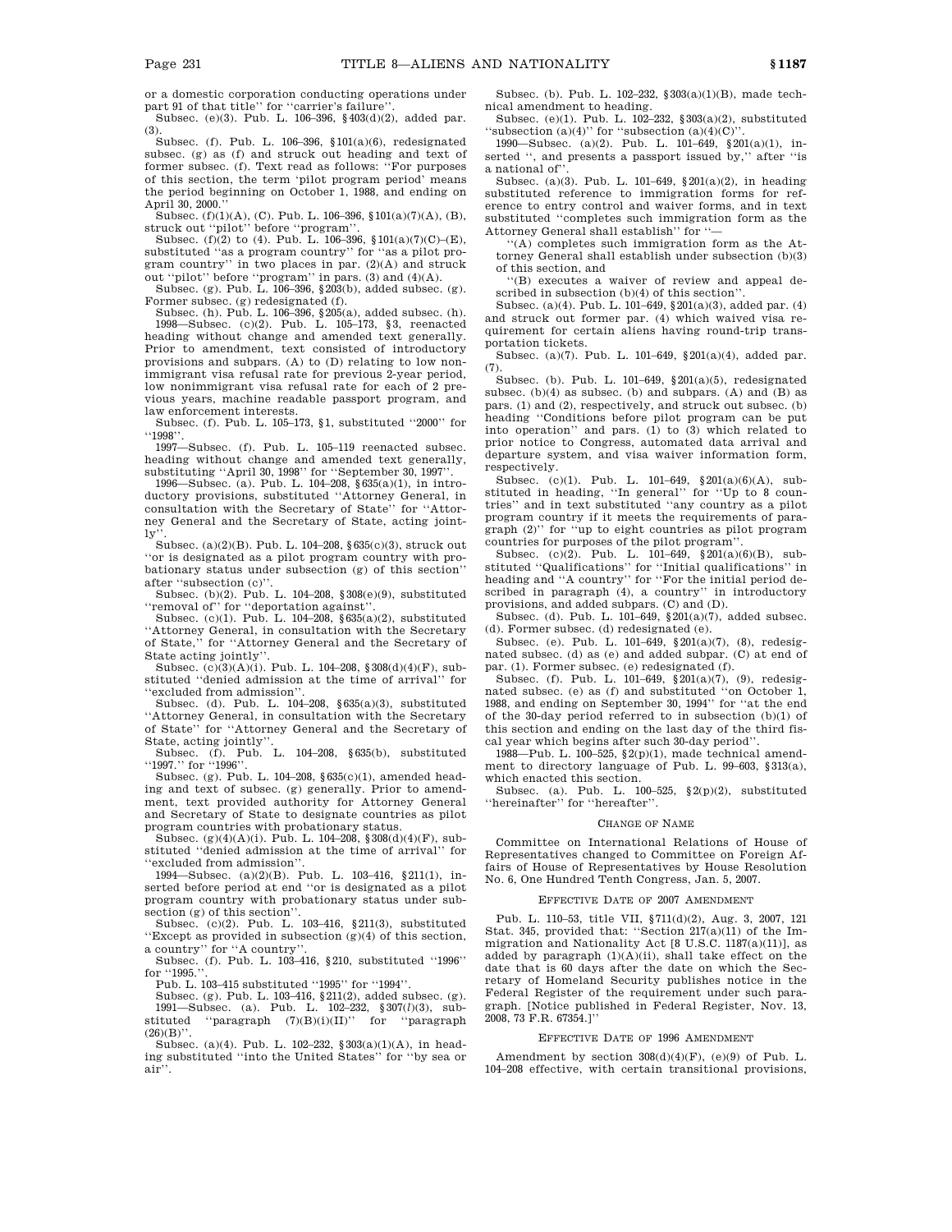or a domestic corporation conducting operations under part 91 of that title'' for ''carrier's failure''.

Subsec. (e)(3). Pub. L. 106–396, §403(d)(2), added par. (3).

Subsec. (f). Pub. L. 106–396, §101(a)(6), redesignated subsec. (g) as (f) and struck out heading and text of former subsec. (f). Text read as follows: ''For purposes of this section, the term 'pilot program period' means the period beginning on October 1, 1988, and ending on April 30, 2000.''

Subsec. (f)(1)(A), (C). Pub. L. 106–396, §101(a)(7)(A), (B), struck out ''pilot'' before ''program''.

Subsec. (f)(2) to (4). Pub. L. 106–396, §101(a)(7)(C)–(E), substituted ''as a program country'' for ''as a pilot program country'' in two places in par. (2)(A) and struck out ''pilot'' before ''program'' in pars. (3) and (4)(A).

Subsec. (g). Pub. L. 106–396, §203(b), added subsec. (g). Former subsec. (g) redesignated (f).

Subsec. (h). Pub. L. 106–396, §205(a), added subsec. (h).

1998—Subsec. (c)(2). Pub. L. 105–173, §3, reenacted heading without change and amended text generally. Prior to amendment, text consisted of introductory provisions and subpars. (A) to (D) relating to low nonimmigrant visa refusal rate for previous 2-year period, low nonimmigrant visa refusal rate for each of 2 previous years, machine readable passport program, and law enforcement interests.

Subsec. (f). Pub. L. 105–173, §1, substituted ''2000'' for ''1998''.

1997—Subsec. (f). Pub. L. 105–119 reenacted subsec. heading without change and amended text generally, substituting ''April 30, 1998'' for ''September 30, 1997''.

1996—Subsec. (a). Pub. L. 104–208, §635(a)(1), in introductory provisions, substituted ''Attorney General, in consultation with the Secretary of State'' for ''Attorney General and the Secretary of State, acting jointly''.

Subsec. (a)(2)(B). Pub. L. 104–208, §635(c)(3), struck out ''or is designated as a pilot program country with probationary status under subsection (g) of this section'' after ''subsection (c)''.

Subsec. (b)(2). Pub. L. 104–208, §308(e)(9), substituted ''removal of'' for ''deportation against''.

Subsec. (c)(1). Pub. L. 104–208, §635(a)(2), substituted ''Attorney General, in consultation with the Secretary of State,'' for ''Attorney General and the Secretary of State acting jointly''.

Subsec. (c)(3)(A)(i). Pub. L. 104–208, §308(d)(4)(F), substituted ''denied admission at the time of arrival'' for ''excluded from admission''.

Subsec. (d). Pub. L. 104–208, §635(a)(3), substituted ''Attorney General, in consultation with the Secretary of State'' for ''Attorney General and the Secretary of State, acting jointly''.

Subsec. (f). Pub. L. 104–208, §635(b), substituted ''1997.'' for ''1996''.

Subsec. (g). Pub. L. 104–208, §635(c)(1), amended heading and text of subsec. (g) generally. Prior to amendment, text provided authority for Attorney General and Secretary of State to designate countries as pilot program countries with probationary status.

Subsec. (g)(4)(A)(i). Pub. L. 104–208, §308(d)(4)(F), substituted ''denied admission at the time of arrival'' for ''excluded from admission''.

1994—Subsec. (a)(2)(B). Pub. L. 103–416, §211(1), inserted before period at end ''or is designated as a pilot program country with probationary status under subsection (g) of this section''.

Subsec. (c)(2). Pub. L. 103–416, §211(3), substituted ''Except as provided in subsection (g)(4) of this section, a country'' for ''A country''.

Subsec. (f). Pub. L. 103–416, §210, substituted ''1996'' for ''1995.''.

Pub. L. 103–415 substituted ''1995'' for ''1994''.

Subsec. (g). Pub. L. 103–416, §211(2), added subsec. (g).

1991—Subsec. (a). Pub. L. 102–232, §307(*l*)(3), substituted ''paragraph (7)(B)(i)(II)'' for ''paragraph (26)(B)''.

Subsec. (a)(4). Pub. L. 102–232, §303(a)(1)(A), in heading substituted ''into the United States'' for ''by sea or air''.

Subsec. (b). Pub. L. 102–232, §303(a)(1)(B), made technical amendment to heading.

Subsec. (e)(1). Pub. L. 102–232, §303(a)(2), substituted ''subsection (a)(4)'' for ''subsection (a)(4)(C)''.

1990—Subsec. (a)(2). Pub. L. 101–649, §201(a)(1), inserted '', and presents a passport issued by,'' after ''is a national of''.

Subsec. (a)(3). Pub. L. 101–649, §201(a)(2), in heading substituted reference to immigration forms for reference to entry control and waiver forms, and in text substituted ''completes such immigration form as the Attorney General shall establish'' for ''—

''(A) completes such immigration form as the Attorney General shall establish under subsection (b)(3) of this section, and

''(B) executes a waiver of review and appeal described in subsection (b)(4) of this section''.

Subsec. (a)(4). Pub. L. 101–649, §201(a)(3), added par. (4) and struck out former par. (4) which waived visa requirement for certain aliens having round-trip transportation tickets.

Subsec. (a)(7). Pub. L. 101–649, §201(a)(4), added par. (7).

Subsec. (b). Pub. L. 101–649, §201(a)(5), redesignated subsec. (b)(4) as subsec. (b) and subpars. (A) and (B) as pars. (1) and (2), respectively, and struck out subsec. (b) heading ''Conditions before pilot program can be put into operation'' and pars. (1) to (3) which related to prior notice to Congress, automated data arrival and departure system, and visa waiver information form, respectively.

Subsec. (c)(1). Pub. L. 101–649, §201(a)(6)(A), substituted in heading, ''In general'' for ''Up to 8 countries'' and in text substituted ''any country as a pilot program country if it meets the requirements of paragraph (2)'' for ''up to eight countries as pilot program countries for purposes of the pilot program''.

Subsec. (c)(2). Pub. L. 101–649, §201(a)(6)(B), substituted ''Qualifications'' for ''Initial qualifications'' in heading and ''A country'' for ''For the initial period described in paragraph (4), a country'' in introductory provisions, and added subpars. (C) and (D).

Subsec. (d). Pub. L. 101–649, §201(a)(7), added subsec. (d). Former subsec. (d) redesignated (e).

Subsec. (e). Pub. L. 101–649, §201(a)(7), (8), redesignated subsec. (d) as (e) and added subpar. (C) at end of par. (1). Former subsec. (e) redesignated (f).

Subsec. (f). Pub. L. 101–649, §201(a)(7), (9), redesignated subsec. (e) as (f) and substituted ''on October 1, 1988, and ending on September 30, 1994'' for ''at the end of the 30-day period referred to in subsection (b)(1) of this section and ending on the last day of the third fiscal year which begins after such 30-day period''.

1988—Pub. L. 100–525, §2(p)(1), made technical amendment to directory language of Pub. L. 99–603, §313(a), which enacted this section.

Subsec. (a). Pub. L. 100–525, §2(p)(2), substituted ''hereinafter'' for ''hereafter''.

## Change of Name

Committee on International Relations of House of Representatives changed to Committee on Foreign Affairs of House of Representatives by House Resolution No. 6, One Hundred Tenth Congress, Jan. 5, 2007.

## Effective Date of 2007 Amendment

Pub. L. 110–53, title VII, §711(d)(2), Aug. 3, 2007, 121 Stat. 345, provided that: ''Section 217(a)(11) of the Immigration and Nationality Act [8 U.S.C. 1187(a)(11)], as added by paragraph (1)(A)(ii), shall take effect on the date that is 60 days after the date on which the Secretary of Homeland Security publishes notice in the Federal Register of the requirement under such paragraph. [Notice published in Federal Register, Nov. 13, 2008, 73 F.R. 67354.]''

## Effective Date of 1996 Amendment

Amendment by section 308(d)(4)(F), (e)(9) of Pub. L. 104–208 effective, with certain transitional provisions,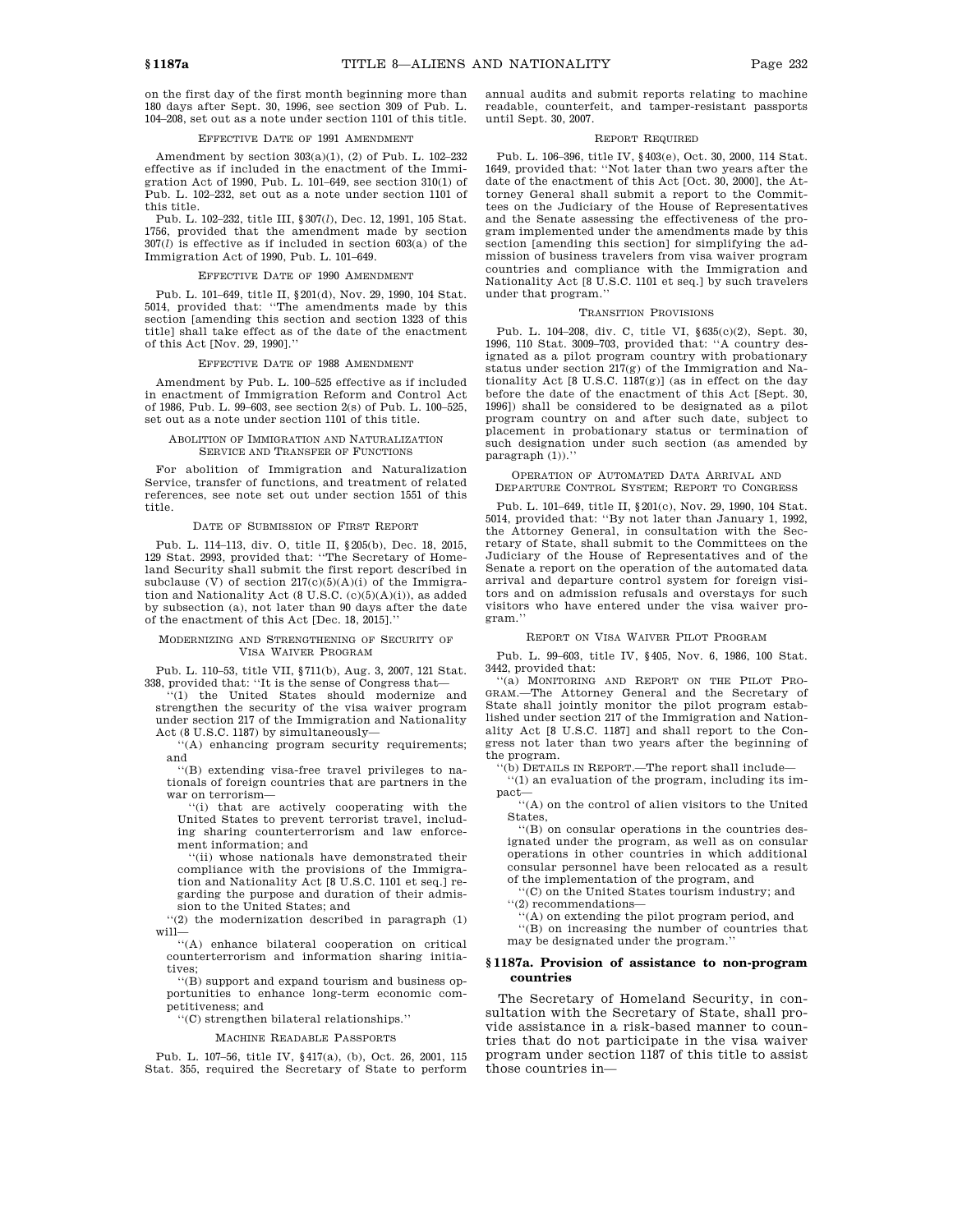on the first day of the first month beginning more than 180 days after Sept. 30, 1996, see section 309 of Pub. L. 104–208, set out as a note under section 1101 of this title.

EFFECTIVE DATE OF 1991 AMENDMENT

Amendment by section 303(a)(1), (2) of Pub. L. 102–232 effective as if included in the enactment of the Immigration Act of 1990, Pub. L. 101–649, see section 310(1) of Pub. L. 102–232, set out as a note under section 1101 of this title.

Pub. L. 102–232, title III, §307(*l*), Dec. 12, 1991, 105 Stat. 1756, provided that the amendment made by section 307(*l*) is effective as if included in section 603(a) of the Immigration Act of 1990, Pub. L. 101–649.

EFFECTIVE DATE OF 1990 AMENDMENT

Pub. L. 101–649, title II, §201(d), Nov. 29, 1990, 104 Stat. 5014, provided that: ''The amendments made by this section [amending this section and section 1323 of this title] shall take effect as of the date of the enactment of this Act [Nov. 29, 1990].''

EFFECTIVE DATE OF 1988 AMENDMENT

Amendment by Pub. L. 100–525 effective as if included in enactment of Immigration Reform and Control Act of 1986, Pub. L. 99–603, see section 2(s) of Pub. L. 100–525, set out as a note under section 1101 of this title.

ABOLITION OF IMMIGRATION AND NATURALIZATION SERVICE AND TRANSFER OF FUNCTIONS

For abolition of Immigration and Naturalization Service, transfer of functions, and treatment of related references, see note set out under section 1551 of this title.

DATE OF SUBMISSION OF FIRST REPORT

Pub. L. 114–113, div. O, title II, §205(b), Dec. 18, 2015, 129 Stat. 2993, provided that: ''The Secretary of Homeland Security shall submit the first report described in subclause (V) of section 217(c)(5)(A)(i) of the Immigration and Nationality Act (8 U.S.C. (c)(5)(A)(i)), as added by subsection (a), not later than 90 days after the date of the enactment of this Act [Dec. 18, 2015].''

MODERNIZING AND STRENGTHENING OF SECURITY OF VISA WAIVER PROGRAM

Pub. L. 110–53, title VII, §711(b), Aug. 3, 2007, 121 Stat. 338, provided that: ''It is the sense of Congress that—

''(1) the United States should modernize and strengthen the security of the visa waiver program under section 217 of the Immigration and Nationality Act (8 U.S.C. 1187) by simultaneously—

''(A) enhancing program security requirements; and

''(B) extending visa-free travel privileges to nationals of foreign countries that are partners in the war on terrorism—

''(i) that are actively cooperating with the United States to prevent terrorist travel, including sharing counterterrorism and law enforcement information; and

''(ii) whose nationals have demonstrated their compliance with the provisions of the Immigration and Nationality Act [8 U.S.C. 1101 et seq.] regarding the purpose and duration of their admission to the United States; and

''(2) the modernization described in paragraph (1) will—

''(A) enhance bilateral cooperation on critical counterterrorism and information sharing initiatives;

''(B) support and expand tourism and business opportunities to enhance long-term economic competitiveness; and

''(C) strengthen bilateral relationships.''

MACHINE READABLE PASSPORTS

Pub. L. 107–56, title IV, §417(a), (b), Oct. 26, 2001, 115 Stat. 355, required the Secretary of State to perform annual audits and submit reports relating to machine readable, counterfeit, and tamper-resistant passports until Sept. 30, 2007.

REPORT REQUIRED

Pub. L. 106–396, title IV, §403(e), Oct. 30, 2000, 114 Stat. 1649, provided that: ''Not later than two years after the date of the enactment of this Act [Oct. 30, 2000], the Attorney General shall submit a report to the Committees on the Judiciary of the House of Representatives and the Senate assessing the effectiveness of the program implemented under the amendments made by this section [amending this section] for simplifying the admission of business travelers from visa waiver program countries and compliance with the Immigration and Nationality Act [8 U.S.C. 1101 et seq.] by such travelers under that program.''

TRANSITION PROVISIONS

Pub. L. 104–208, div. C, title VI, §635(c)(2), Sept. 30, 1996, 110 Stat. 3009–703, provided that: ''A country designated as a pilot program country with probationary status under section 217(g) of the Immigration and Nationality Act [8 U.S.C. 1187(g)] (as in effect on the day before the date of the enactment of this Act [Sept. 30, 1996]) shall be considered to be designated as a pilot program country on and after such date, subject to placement in probationary status or termination of such designation under such section (as amended by paragraph (1)).''

OPERATION OF AUTOMATED DATA ARRIVAL AND DEPARTURE CONTROL SYSTEM; REPORT TO CONGRESS

Pub. L. 101–649, title II, §201(c), Nov. 29, 1990, 104 Stat. 5014, provided that: ''By not later than January 1, 1992, the Attorney General, in consultation with the Secretary of State, shall submit to the Committees on the Judiciary of the House of Representatives and of the Senate a report on the operation of the automated data arrival and departure control system for foreign visitors and on admission refusals and overstays for such visitors who have entered under the visa waiver program.''

REPORT ON VISA WAIVER PILOT PROGRAM

Pub. L. 99–603, title IV, §405, Nov. 6, 1986, 100 Stat. 3442, provided that:

''(a) MONITORING AND REPORT ON THE PILOT PROGRAM.—The Attorney General and the Secretary of State shall jointly monitor the pilot program established under section 217 of the Immigration and Nationality Act [8 U.S.C. 1187] and shall report to the Congress not later than two years after the beginning of the program.

''(b) DETAILS IN REPORT.—The report shall include—

''(1) an evaluation of the program, including its impact—

''(A) on the control of alien visitors to the United States,

''(B) on consular operations in the countries designated under the program, as well as on consular operations in other countries in which additional consular personnel have been relocated as a result of the implementation of the program, and

''(C) on the United States tourism industry; and

''(2) recommendations—

''(A) on extending the pilot program period, and

''(B) on increasing the number of countries that may be designated under the program.''

## §1187a. Provision of assistance to non-program countries

The Secretary of Homeland Security, in consultation with the Secretary of State, shall provide assistance in a risk-based manner to countries that do not participate in the visa waiver program under section 1187 of this title to assist those countries in—